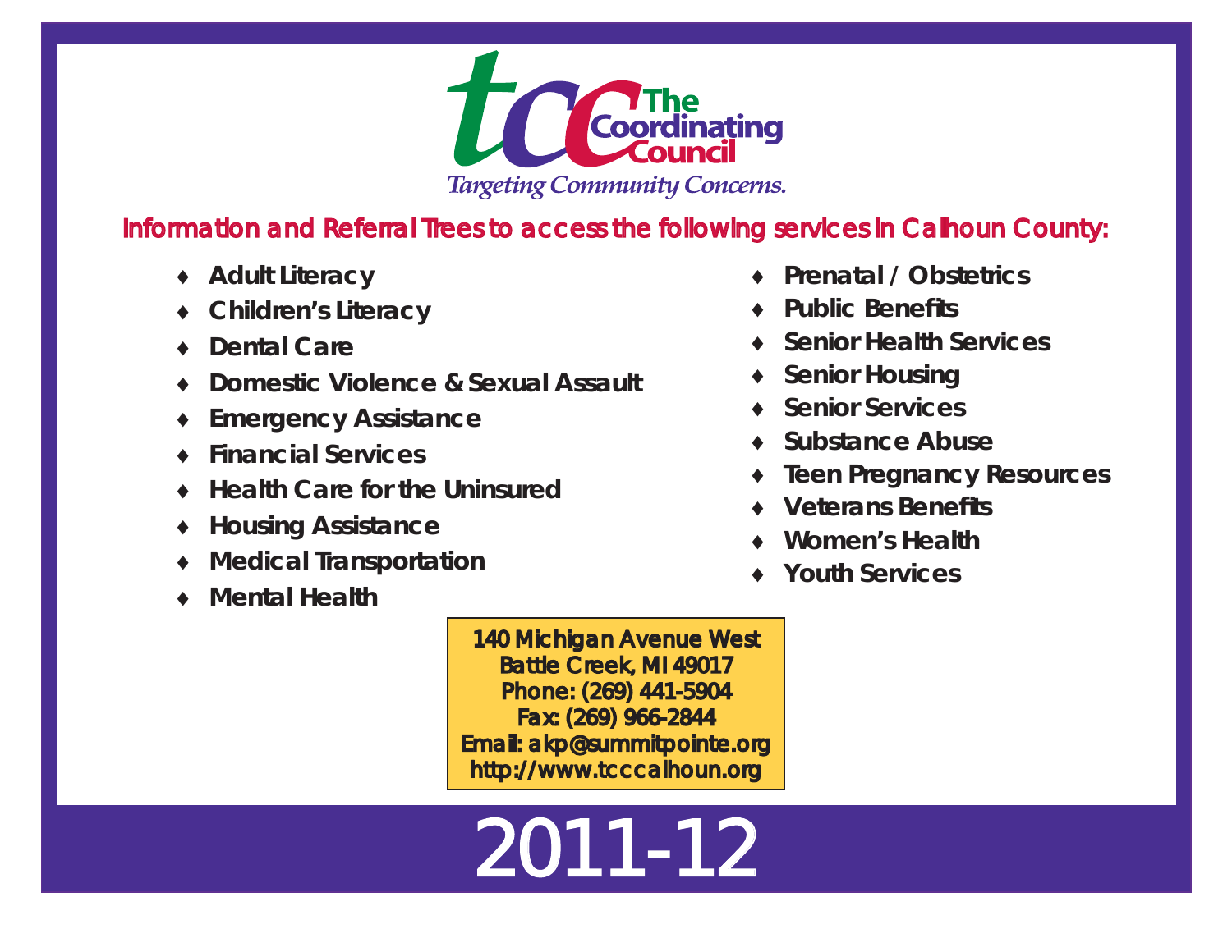# The Coordinating Council

*Targeting Community Concerns.*

## Information and Referral Trees to access the following services in Calhoun County:

- **Adult Literacy**
- **Children's Literacy**
- **Dental Care**
- **Domestic Violence & Sexual Assault**
- **Emergency Assistance**
- **Financial Services**
- **Health Care for the Uninsured**
- **Housing Assistance**
- **Medical Transportation**
- **Mental Health**
- **Prenatal / Obstetrics**
- **Public Benefits**
- **Senior Health Services**
- **Senior Housing**
- **Senior Services**
- **Substance Abuse**
- **Teen Pregnancy Resources**
- **Veterans Benefits**
- **Women's Health**
- **Youth Services**

**140 Michigan Avenue West**
**Battle Creek, MI 49017**
**Phone: (269) 441-5904**
**Fax: (269) 966-2844**
**Email: akp@summitpointe.org**
**http://www.tcccalhoun.org**

# 2011-12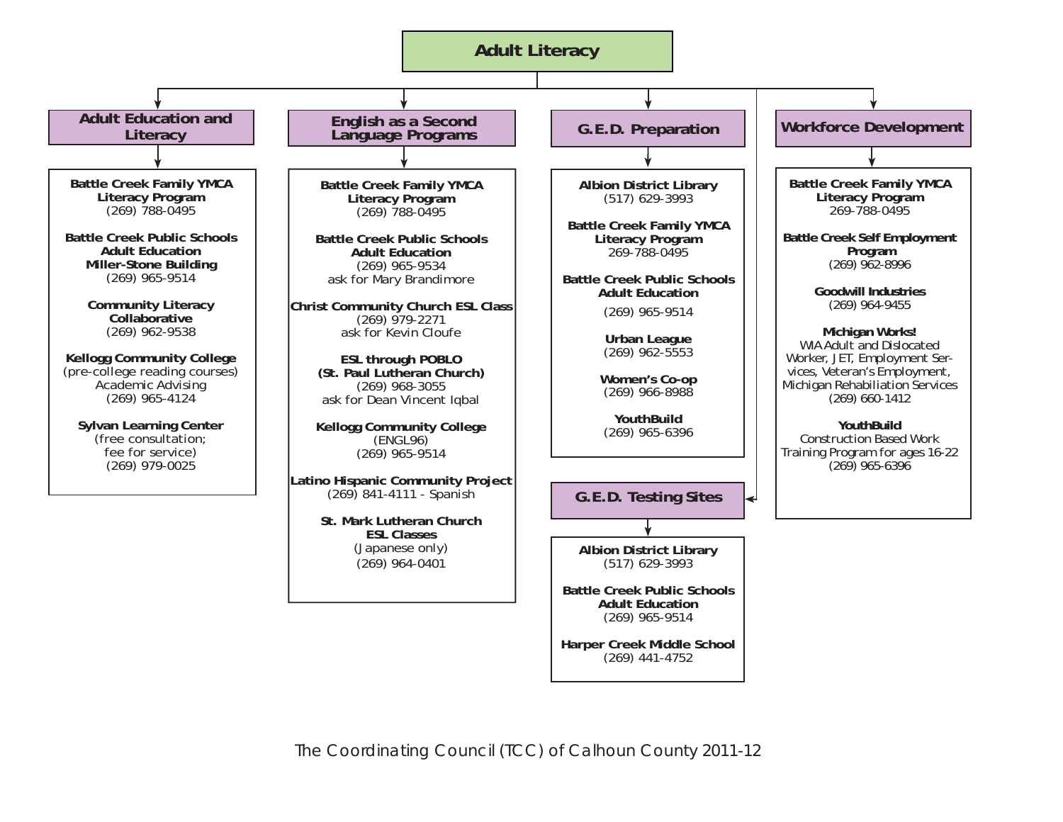# Adult Literacy

## Adult Education and Literacy

**Battle Creek Family YMCA Literacy Program**
(269) 788-0495

**Battle Creek Public Schools Adult Education Miller-Stone Building**
(269) 965-9514

**Community Literacy Collaborative**
(269) 962-9538

**Kellogg Community College**
(pre-college reading courses)
Academic Advising
(269) 965-4124

**Sylvan Learning Center**
(free consultation;
fee for service)
(269) 979-0025

## English as a Second Language Programs

**Battle Creek Family YMCA Literacy Program**
(269) 788-0495

**Battle Creek Public Schools Adult Education**
(269) 965-9534
ask for Mary Brandimore

**Christ Community Church ESL Class**
(269) 979-2271
ask for Kevin Cloufe

**ESL through POBLO (St. Paul Lutheran Church)**
(269) 968-3055
ask for Dean Vincent Iqbal

**Kellogg Community College**
(ENGL96)
(269) 965-9514

**Latino Hispanic Community Project**
(269) 841-4111 - Spanish

**St. Mark Lutheran Church ESL Classes**
(Japanese only)
(269) 964-0401

## G.E.D. Preparation

**Albion District Library**
(517) 629-3993

**Battle Creek Family YMCA Literacy Program**
269-788-0495

**Battle Creek Public Schools Adult Education**
(269) 965-9514

**Urban League**
(269) 962-5553

**Women's Co-op**
(269) 966-8988

**YouthBuild**
(269) 965-6396

## G.E.D. Testing Sites

**Albion District Library**
(517) 629-3993

**Battle Creek Public Schools Adult Education**
(269) 965-9514

**Harper Creek Middle School**
(269) 441-4752

## Workforce Development

**Battle Creek Family YMCA Literacy Program**
269-788-0495

**Battle Creek Self Employment Program**
(269) 962-8996

**Goodwill Industries**
(269) 964-9455

**Michigan Works!**
WIA Adult and Dislocated Worker, JET, Employment Services, Veteran's Employment, Michigan Rehabiliation Services
(269) 660-1412

**YouthBuild**
Construction Based Work Training Program for ages 16-22
(269) 965-6396

The Coordinating Council (TCC) of Calhoun County 2011-12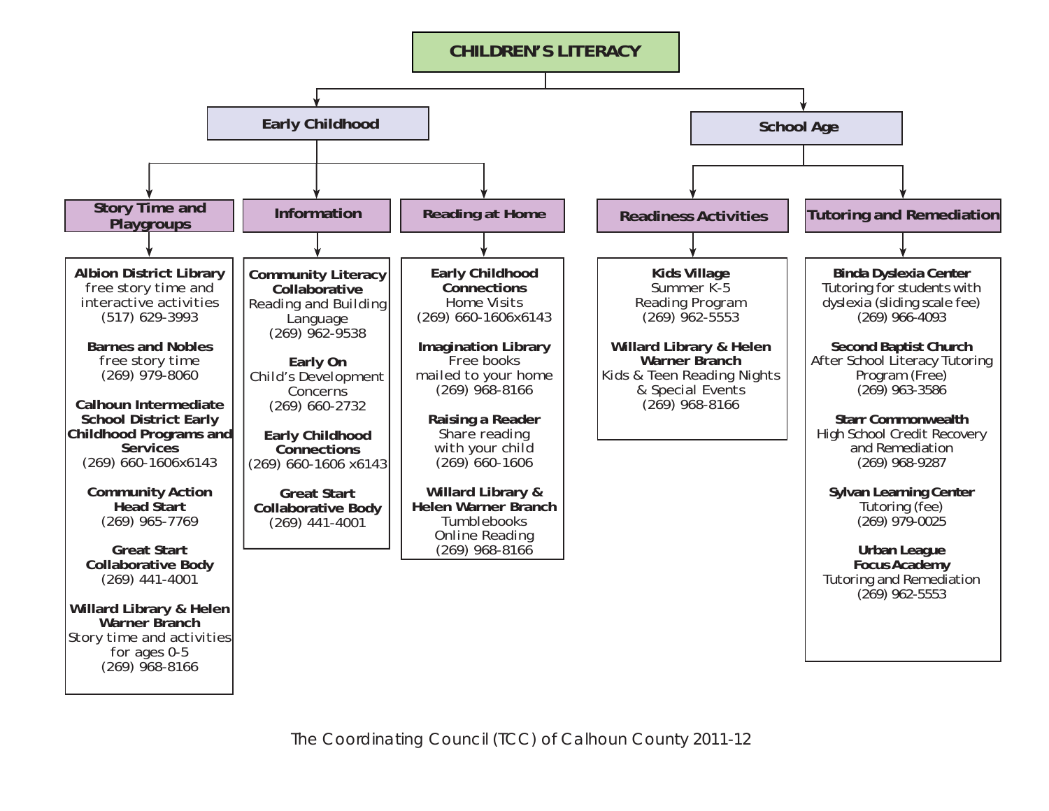# CHILDREN'S LITERACY

## Early Childhood

### Story Time and Playgroups

**Albion District Library**
free story time and interactive activities
(517) 629-3993

**Barnes and Nobles**
free story time
(269) 979-8060

**Calhoun Intermediate School District Early Childhood Programs and Services**
(269) 660-1606x6143

**Community Action Head Start**
(269) 965-7769

**Great Start Collaborative Body**
(269) 441-4001

**Willard Library & Helen Warner Branch**
Story time and activities for ages 0-5
(269) 968-8166

### Information

**Community Literacy Collaborative**
Reading and Building Language
(269) 962-9538

**Early On**
Child's Development Concerns
(269) 660-2732

**Early Childhood Connections**
(269) 660-1606 x6143

**Great Start Collaborative Body**
(269) 441-4001

### Reading at Home

**Early Childhood Connections**
Home Visits
(269) 660-1606x6143

**Imagination Library**
Free books mailed to your home
(269) 968-8166

**Raising a Reader**
Share reading with your child
(269) 660-1606

**Willard Library & Helen Warner Branch**
Tumblebooks Online Reading
(269) 968-8166

## School Age

### Readiness Activities

**Kids Village**
Summer K-5 Reading Program
(269) 962-5553

**Willard Library & Helen Warner Branch**
Kids & Teen Reading Nights & Special Events
(269) 968-8166

### Tutoring and Remediation

**Binda Dyslexia Center**
Tutoring for students with dyslexia (sliding scale fee)
(269) 966-4093

**Second Baptist Church**
After School Literacy Tutoring Program (Free)
(269) 963-3586

**Starr Commonwealth**
High School Credit Recovery and Remediation
(269) 968-9287

**Sylvan Learning Center**
Tutoring (fee)
(269) 979-0025

**Urban League Focus Academy**
Tutoring and Remediation
(269) 962-5553

The Coordinating Council (TCC) of Calhoun County 2011-12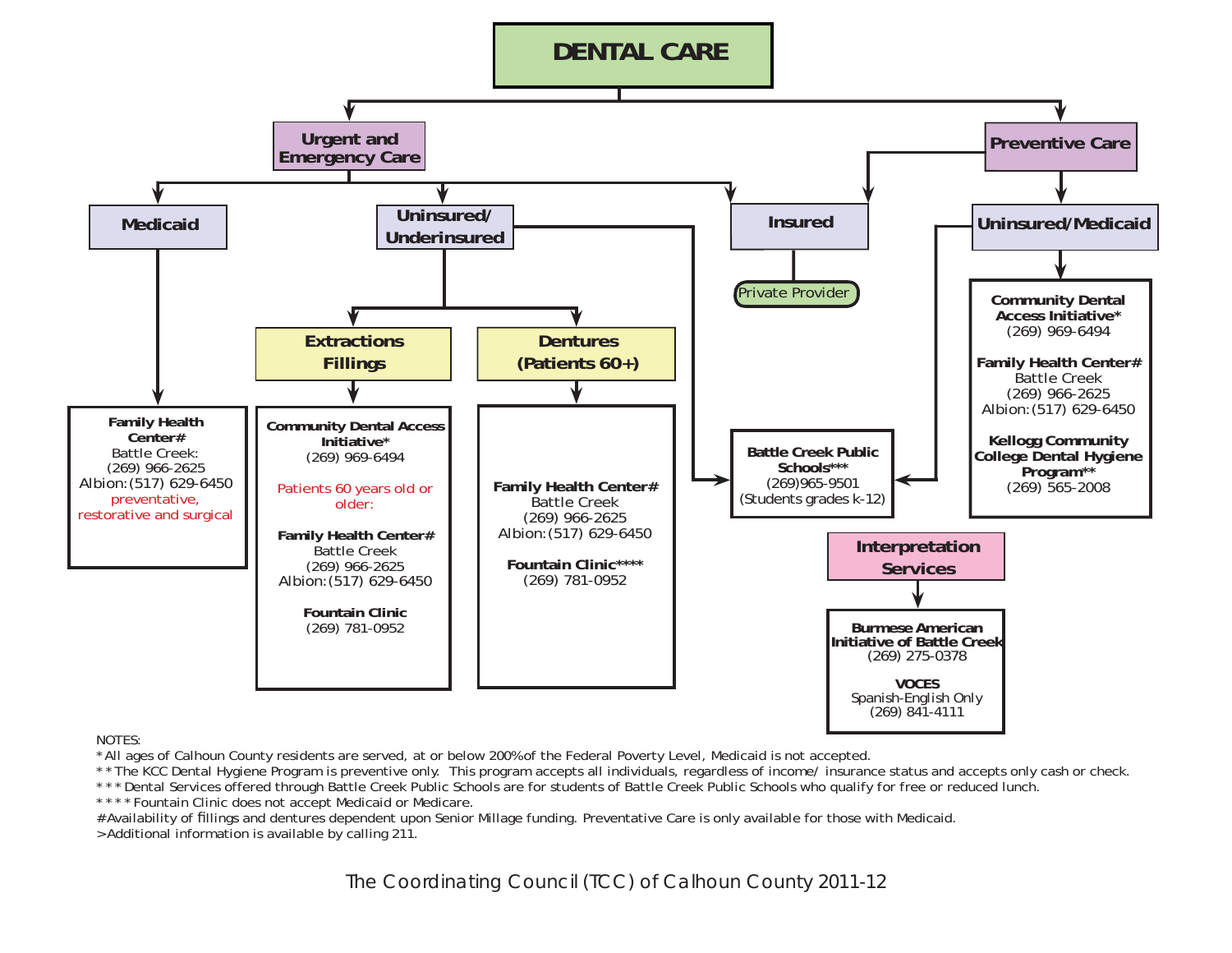# DENTAL CARE

## Urgent and Emergency Care

### Medicaid

**Family Health Center#**
Battle Creek:
(269) 966-2625
Albion: (517) 629-6450
preventative, restorative and surgical

### Uninsured/ Underinsured

#### Extractions Fillings

**Community Dental Access Initiative***
(269) 969-6494

Patients 60 years old or older:

**Family Health Center#**
Battle Creek
(269) 966-2625
Albion: (517) 629-6450

**Fountain Clinic**
(269) 781-0952

#### Dentures (Patients 60+)

**Family Health Center#**
Battle Creek
(269) 966-2625
Albion: (517) 629-6450

**Fountain Clinic******
(269) 781-0952

**Battle Creek Public Schools*****
(269)965-9501
(Students grades k-12)

### Insured

Private Provider

## Preventive Care

### Insured

Private Provider

### Uninsured/Medicaid

**Community Dental Access Initiative***
(269) 969-6494

**Family Health Center#**
Battle Creek
(269) 966-2625
Albion: (517) 629-6450

**Kellogg Community College Dental Hygiene Program****
(269) 565-2008

**Battle Creek Public Schools*****
(269)965-9501
(Students grades k-12)

## Interpretation Services

**Burmese American Initiative of Battle Creek**
(269) 275-0378

**VOCES**
Spanish-English Only
(269) 841-4111

NOTES:
* All ages of Calhoun County residents are served, at or below 200% of the Federal Poverty Level, Medicaid is not accepted.
** The KCC Dental Hygiene Program is preventive only. This program accepts all individuals, regardless of income/ insurance status and accepts only cash or check.
*** Dental Services offered through Battle Creek Public Schools are for students of Battle Creek Public Schools who qualify for free or reduced lunch.
**** Fountain Clinic does not accept Medicaid or Medicare.
#Availability of fillings and dentures dependent upon Senior Millage funding. Preventative Care is only available for those with Medicaid.
>Additional information is available by calling 211.

The Coordinating Council (TCC) of Calhoun County 2011-12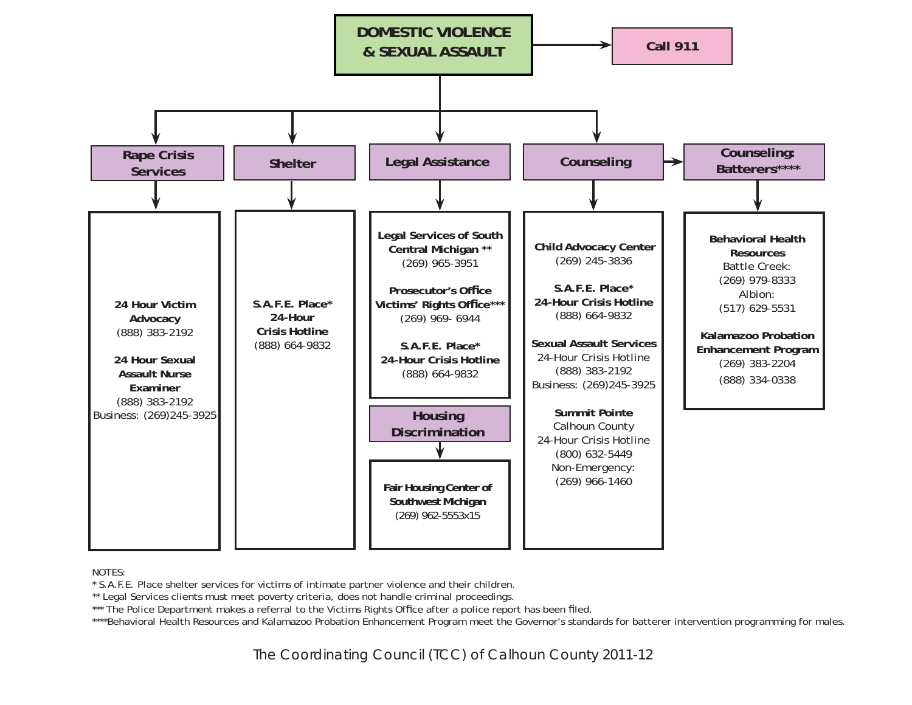# DOMESTIC VIOLENCE & SEXUAL ASSAULT

→ **Call 911**

## Rape Crisis Services

**24 Hour Victim Advocacy**
(888) 383-2192

**24 Hour Sexual Assault Nurse Examiner**
(888) 383-2192
Business: (269)245-3925

## Shelter

**S.A.F.E. Place* 24-Hour Crisis Hotline**
(888) 664-9832

## Legal Assistance

**Legal Services of South Central Michigan ****
(269) 965-3951

**Prosecutor's Office Victims' Rights Office*****
(269) 969- 6944

**S.A.F.E. Place* 24-Hour Crisis Hotline**
(888) 664-9832

### Housing Discrimination

**Fair Housing Center of Southwest Michigan**
(269) 962-5553x15

## Counseling

**Child Advocacy Center**
(269) 245-3836

**S.A.F.E. Place* 24-Hour Crisis Hotline**
(888) 664-9832

**Sexual Assault Services**
24-Hour Crisis Hotline
(888) 383-2192
Business: (269)245-3925

**Summit Pointe**
Calhoun County
24-Hour Crisis Hotline
(800) 632-5449
Non-Emergency:
(269) 966-1460

## Counseling: Batterers****

**Behavioral Health Resources**
Battle Creek:
(269) 979-8333
Albion:
(517) 629-5531

**Kalamazoo Probation Enhancement Program**
(269) 383-2204
(888) 334-0338

NOTES:
* S.A.F.E. Place shelter services for victims of intimate partner violence and their children.
** Legal Services clients must meet poverty criteria, does not handle criminal proceedings.
*** The Police Department makes a referral to the Victims Rights Office after a police report has been filed.
****Behavioral Health Resources and Kalamazoo Probation Enhancement Program meet the Governor's standards for batterer intervention programming for males.

The Coordinating Council (TCC) of Calhoun County 2011-12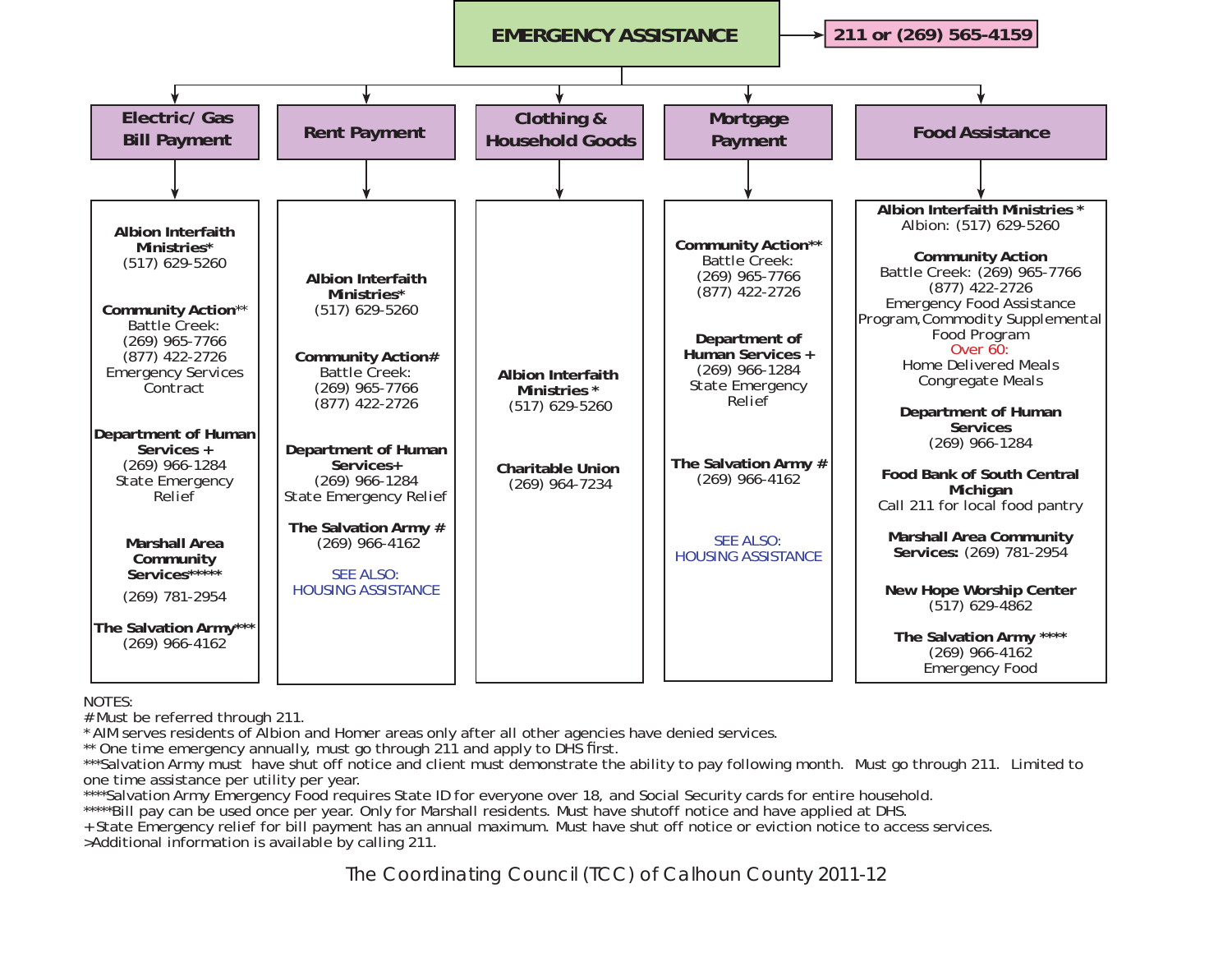# EMERGENCY ASSISTANCE

**211 or (269) 565-4159**

## Electric/ Gas Bill Payment

**Albion Interfaith Ministries***
(517) 629-5260

**Community Action****
Battle Creek:
(269) 965-7766
(877) 422-2726
Emergency Services Contract

**Department of Human Services +**
(269) 966-1284
State Emergency Relief

**Marshall Area Community Services*******
(269) 781-2954

**The Salvation Army*****
(269) 966-4162

## Rent Payment

**Albion Interfaith Ministries***
(517) 629-5260

**Community Action#**
Battle Creek:
(269) 965-7766
(877) 422-2726

**Department of Human Services+**
(269) 966-1284
State Emergency Relief

**The Salvation Army #**
(269) 966-4162

SEE ALSO:
HOUSING ASSISTANCE

## Clothing & Household Goods

**Albion Interfaith Ministries ***
(517) 629-5260

**Charitable Union**
(269) 964-7234

## Mortgage Payment

**Community Action****
Battle Creek:
(269) 965-7766
(877) 422-2726

**Department of Human Services +**
(269) 966-1284
State Emergency Relief

**The Salvation Army #**
(269) 966-4162

SEE ALSO:
HOUSING ASSISTANCE

## Food Assistance

**Albion Interfaith Ministries ***
Albion: (517) 629-5260

**Community Action**
Battle Creek: (269) 965-7766
(877) 422-2726
Emergency Food Assistance Program, Commodity Supplemental Food Program
Over 60:
Home Delivered Meals
Congregate Meals

**Department of Human Services**
(269) 966-1284

**Food Bank of South Central Michigan**
Call 211 for local food pantry

**Marshall Area Community Services:** (269) 781-2954

**New Hope Worship Center**
(517) 629-4862

**The Salvation Army ******
(269) 966-4162
Emergency Food

NOTES:
# Must be referred through 211.
* AIM serves residents of Albion and Homer areas only after all other agencies have denied services.
** One time emergency annually, must go through 211 and apply to DHS first.
***Salvation Army must have shut off notice and client must demonstrate the ability to pay following month. Must go through 211. Limited to one time assistance per utility per year.
****Salvation Army Emergency Food requires State ID for everyone over 18, and Social Security cards for entire household.
*****Bill pay can be used once per year. Only for Marshall residents. Must have shutoff notice and have applied at DHS.
+ State Emergency relief for bill payment has an annual maximum. Must have shut off notice or eviction notice to access services.
>Additional information is available by calling 211.

The Coordinating Council (TCC) of Calhoun County 2011-12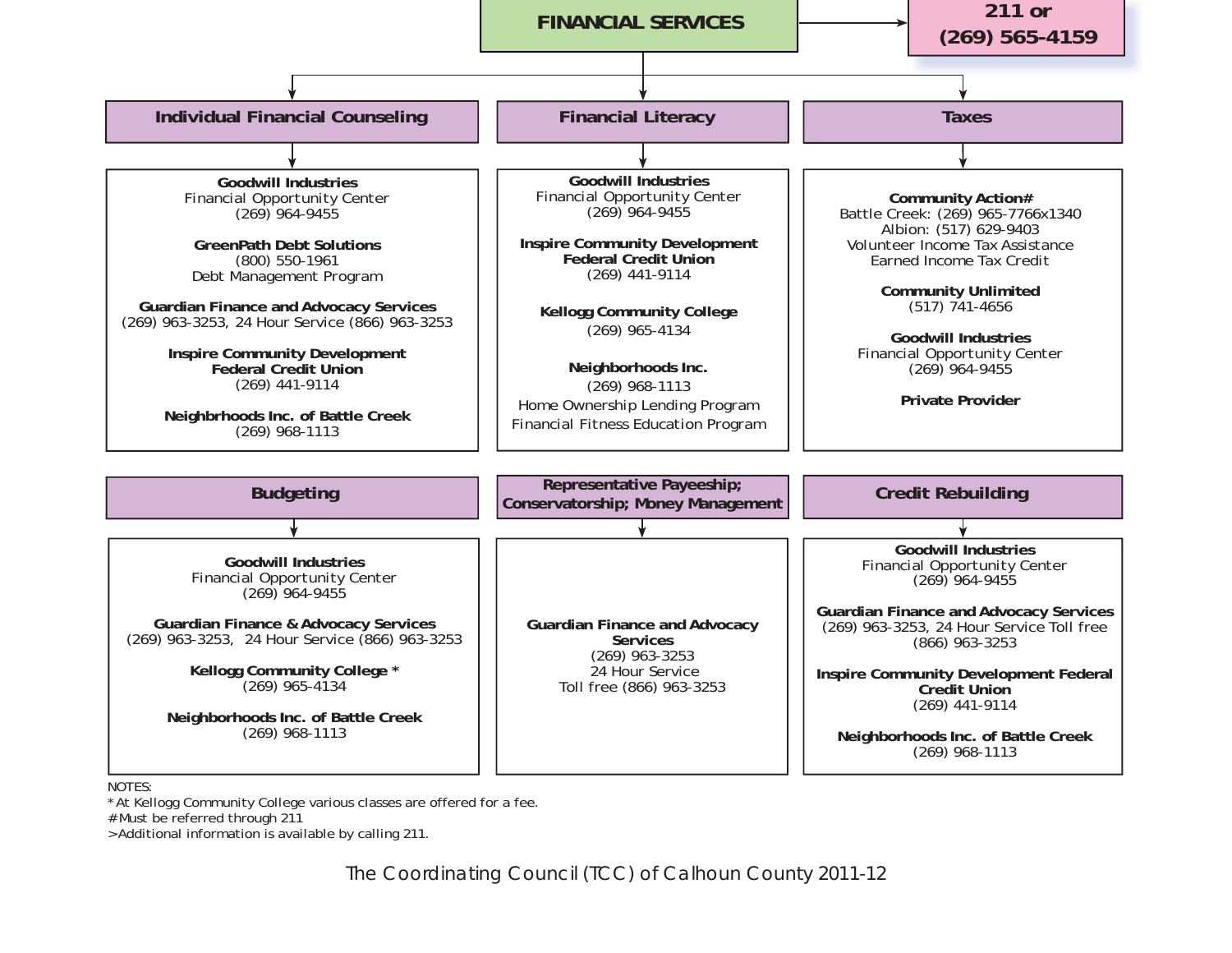# FINANCIAL SERVICES

**211 or (269) 565-4159**

## Individual Financial Counseling

**Goodwill Industries**
Financial Opportunity Center
(269) 964-9455

**GreenPath Debt Solutions**
(800) 550-1961
Debt Management Program

**Guardian Finance and Advocacy Services**
(269) 963-3253, 24 Hour Service (866) 963-3253

**Inspire Community Development Federal Credit Union**
(269) 441-9114

**Neighbrhoods Inc. of Battle Creek**
(269) 968-1113

## Financial Literacy

**Goodwill Industries**
Financial Opportunity Center
(269) 964-9455

**Inspire Community Development Federal Credit Union**
(269) 441-9114

**Kellogg Community College**
(269) 965-4134

**Neighborhoods Inc.**
(269) 968-1113
Home Ownership Lending Program
Financial Fitness Education Program

## Taxes

**Community Action#**
Battle Creek: (269) 965-7766x1340
Albion: (517) 629-9403
Volunteer Income Tax Assistance
Earned Income Tax Credit

**Community Unlimited**
(517) 741-4656

**Goodwill Industries**
Financial Opportunity Center
(269) 964-9455

**Private Provider**

## Budgeting

**Goodwill Industries**
Financial Opportunity Center
(269) 964-9455

**Guardian Finance & Advocacy Services**
(269) 963-3253, 24 Hour Service (866) 963-3253

**Kellogg Community College ***
(269) 965-4134

**Neighborhoods Inc. of Battle Creek**
(269) 968-1113

## Representative Payeeship; Conservatorship; Money Management

**Guardian Finance and Advocacy Services**
(269) 963-3253
24 Hour Service
Toll free (866) 963-3253

## Credit Rebuilding

**Goodwill Industries**
Financial Opportunity Center
(269) 964-9455

**Guardian Finance and Advocacy Services**
(269) 963-3253, 24 Hour Service Toll free
(866) 963-3253

**Inspire Community Development Federal Credit Union**
(269) 441-9114

**Neighborhoods Inc. of Battle Creek**
(269) 968-1113

NOTES:
* At Kellogg Community College various classes are offered for a fee.
#Must be referred through 211
>Additional information is available by calling 211.

The Coordinating Council (TCC) of Calhoun County 2011-12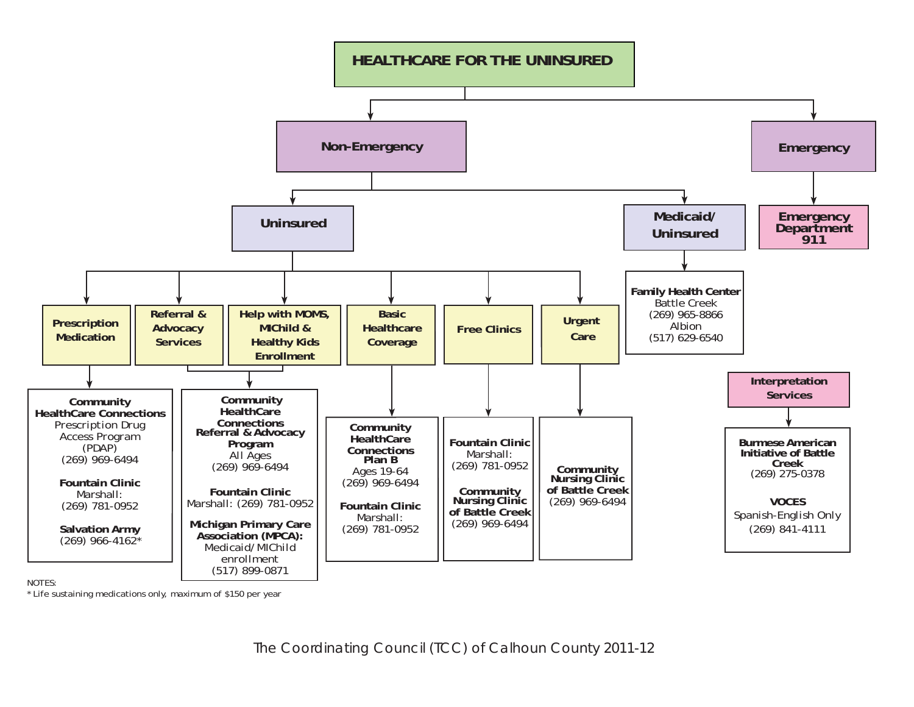# HEALTHCARE FOR THE UNINSURED

## Non-Emergency

### Uninsured

#### Prescription Medication

**Community HealthCare Connections**
Prescription Drug Access Program (PDAP)
(269) 969-6494

**Fountain Clinic**
Marshall:
(269) 781-0952

**Salvation Army**
(269) 966-4162*

#### Referral & Advocacy Services / Help with MOMS, MIChild & Healthy Kids Enrollment

**Community HealthCare Connections Referral & Advocacy Program**
All Ages
(269) 969-6494

**Fountain Clinic**
Marshall: (269) 781-0952

**Michigan Primary Care Association (MPCA):**
Medicaid/MIChild enrollment
(517) 899-0871

#### Basic Healthcare Coverage

**Community HealthCare Connections Plan B**
Ages 19-64
(269) 969-6494

**Fountain Clinic**
Marshall:
(269) 781-0952

#### Free Clinics

**Fountain Clinic**
Marshall:
(269) 781-0952

**Community Nursing Clinic of Battle Creek**
(269) 969-6494

#### Urgent Care

**Community Nursing Clinic of Battle Creek**
(269) 969-6494

### Medicaid/Uninsured

**Family Health Center**
Battle Creek
(269) 965-8866
Albion
(517) 629-6540

## Emergency

**Emergency Department 911**

## Interpretation Services

**Burmese American Initiative of Battle Creek**
(269) 275-0378

**VOCES**
Spanish-English Only
(269) 841-4111

NOTES:
* Life sustaining medications only, maximum of $150 per year

The Coordinating Council (TCC) of Calhoun County 2011-12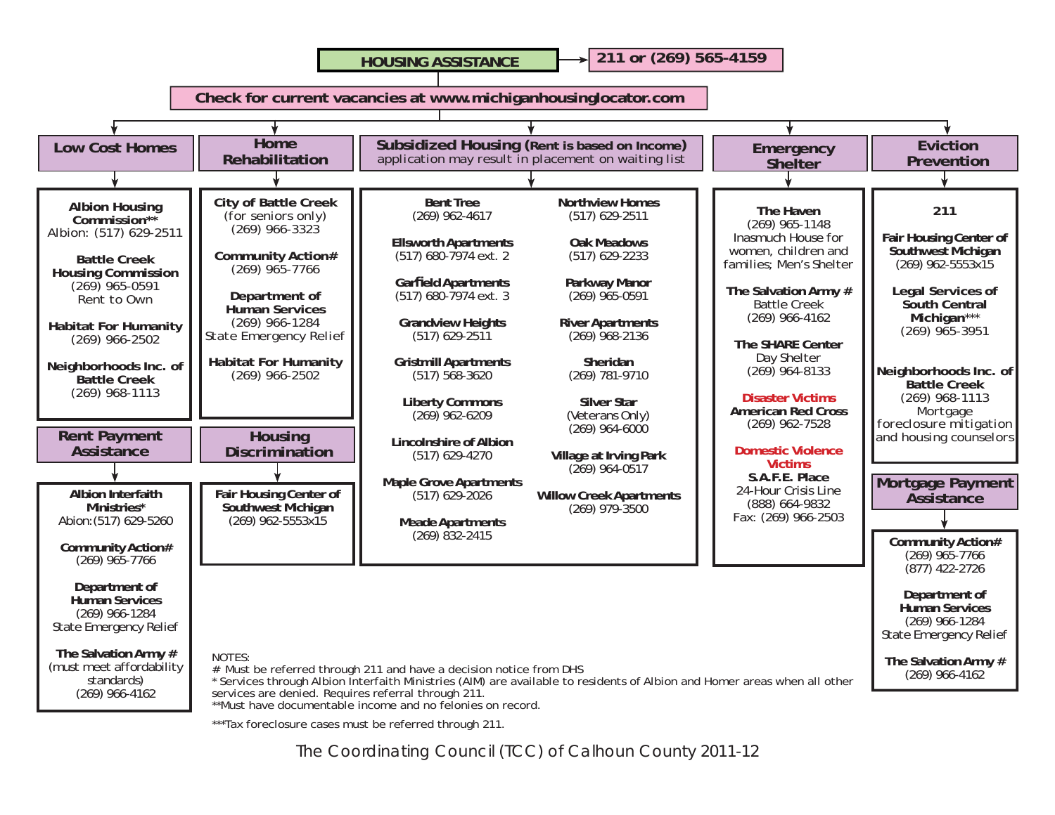# HOUSING ASSISTANCE

**211 or (269) 565-4159**

**Check for current vacancies at www.michiganhousinglocator.com**

## Low Cost Homes

**Albion Housing Commission****
Albion: (517) 629-2511

**Battle Creek Housing Commission**
(269) 965-0591
Rent to Own

**Habitat For Humanity**
(269) 966-2502

**Neighborhoods Inc. of Battle Creek**
(269) 968-1113

## Rent Payment Assistance

**Albion Interfaith Ministries***
Abion:(517) 629-5260

**Community Action#**
(269) 965-7766

**Department of Human Services**
(269) 966-1284
State Emergency Relief

**The Salvation Army #**
(must meet affordability standards)
(269) 966-4162

## Home Rehabilitation

**City of Battle Creek**
(for seniors only)
(269) 966-3323

**Community Action#**
(269) 965-7766

**Department of Human Services**
(269) 966-1284
State Emergency Relief

**Habitat For Humanity**
(269) 966-2502

## Housing Discrimination

**Fair Housing Center of Southwest Michigan**
(269) 962-5553x15

## Subsidized Housing (Rent is based on Income)

application may result in placement on waiting list

**Bent Tree**
(269) 962-4617

**Ellsworth Apartments**
(517) 680-7974 ext. 2

**Garfield Apartments**
(517) 680-7974 ext. 3

**Grandview Heights**
(517) 629-2511

**Gristmill Apartments**
(517) 568-3620

**Liberty Commons**
(269) 962-6209

**Lincolnshire of Albion**
(517) 629-4270

**Maple Grove Apartments**
(517) 629-2026

**Meade Apartments**
(269) 832-2415

**Northview Homes**
(517) 629-2511

**Oak Meadows**
(517) 629-2233

**Parkway Manor**
(269) 965-0591

**River Apartments**
(269) 968-2136

**Sheridan**
(269) 781-9710

**Silver Star**
(Veterans Only)
(269) 964-6000

**Village at Irving Park**
(269) 964-0517

**Willow Creek Apartments**
(269) 979-3500

## Emergency Shelter

**The Haven**
(269) 965-1148
Inasmuch House for women, children and families; Men's Shelter

**The Salvation Army #**
Battle Creek
(269) 966-4162

**The SHARE Center**
Day Shelter
(269) 964-8133

**Disaster Victims**
**American Red Cross**
(269) 962-7528

**Domestic Violence Victims**
**S.A.F.E. Place**
24-Hour Crisis Line
(888) 664-9832
Fax: (269) 966-2503

## Eviction Prevention

**211**

**Fair Housing Center of Southwest Michigan**
(269) 962-5553x15

**Legal Services of South Central Michigan*****
(269) 965-3951

**Neighborhoods Inc. of Battle Creek**
(269) 968-1113
Mortgage foreclosure mitigation and housing counselors

## Mortgage Payment Assistance

**Community Action#**
(269) 965-7766
(877) 422-2726

**Department of Human Services**
(269) 966-1284
State Emergency Relief

**The Salvation Army #**
(269) 966-4162

NOTES:
# Must be referred through 211 and have a decision notice from DHS
* Services through Albion Interfaith Ministries (AIM) are available to residents of Albion and Homer areas when all other services are denied. Requires referral through 211.
**Must have documentable income and no felonies on record.

***Tax foreclosure cases must be referred through 211.

The Coordinating Council (TCC) of Calhoun County 2011-12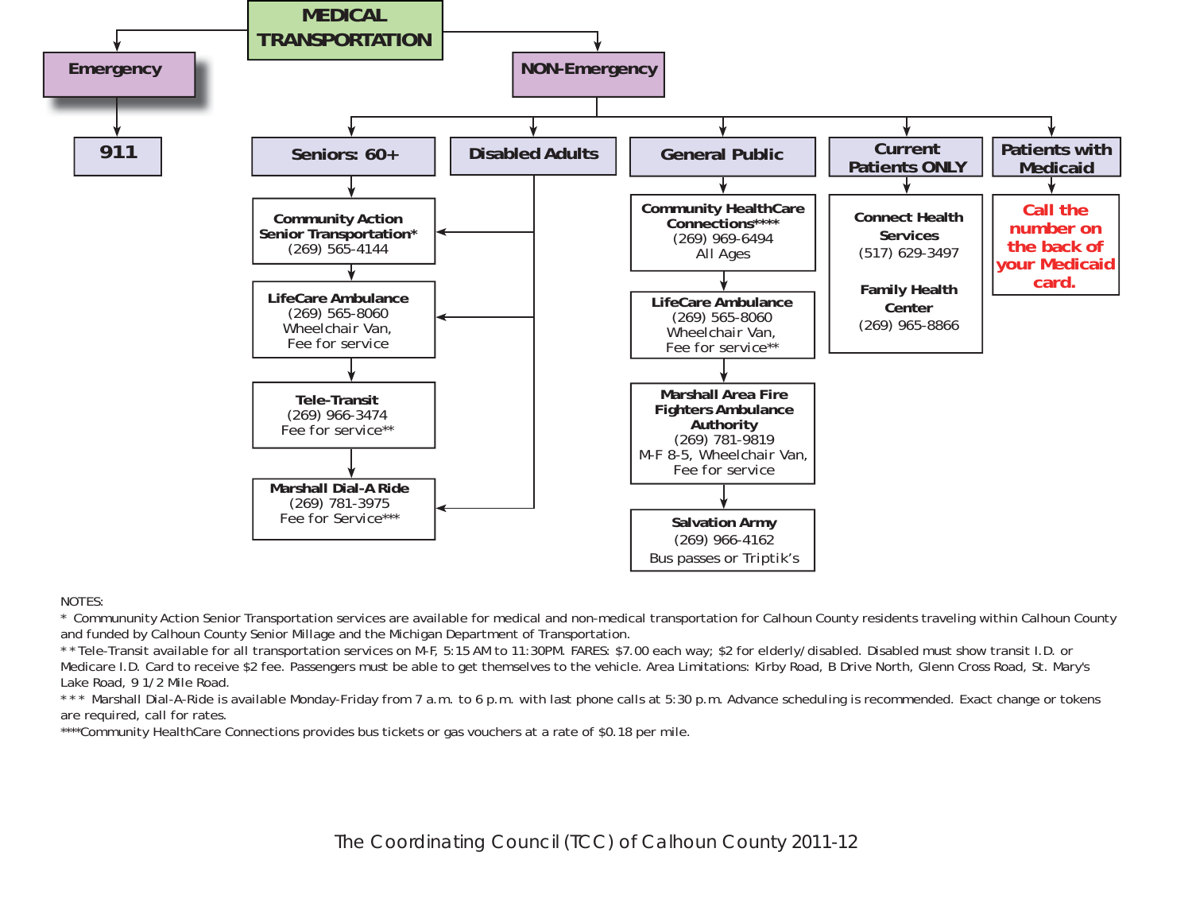# MEDICAL TRANSPORTATION

## Emergency

- **911**

## NON-Emergency

### Seniors: 60+

1. **Community Action Senior Transportation***
   (269) 565-4144
2. **LifeCare Ambulance**
   (269) 565-8060
   Wheelchair Van,
   Fee for service
3. **Tele-Transit**
   (269) 966-3474
   Fee for service**
4. **Marshall Dial-A Ride**
   (269) 781-3975
   Fee for Service***

### Disabled Adults

- **Community Action Senior Transportation***
- **LifeCare Ambulance**
- **Marshall Dial-A Ride**

### General Public

1. **Community HealthCare Connections******
   (269) 969-6494
   All Ages
2. **LifeCare Ambulance**
   (269) 565-8060
   Wheelchair Van,
   Fee for service**
3. **Marshall Area Fire Fighters Ambulance Authority**
   (269) 781-9819
   M-F 8-5, Wheelchair Van,
   Fee for service
4. **Salvation Army**
   (269) 966-4162
   Bus passes or Triptik's

### Current Patients ONLY

- **Connect Health Services**
  (517) 629-3497
- **Family Health Center**
  (269) 965-8866

### Patients with Medicaid

- **Call the number on the back of your Medicaid card.**

NOTES:

* Commununity Action Senior Transportation services are available for medical and non-medical transportation for Calhoun County residents traveling within Calhoun County and funded by Calhoun County Senior Millage and the Michigan Department of Transportation.

** Tele-Transit available for all transportation services on M-F, 5:15 AM to 11:30PM. FARES: $7.00 each way; $2 for elderly/disabled. Disabled must show transit I.D. or Medicare I.D. Card to receive $2 fee. Passengers must be able to get themselves to the vehicle. Area Limitations: Kirby Road, B Drive North, Glenn Cross Road, St. Mary's Lake Road, 9 1/2 Mile Road.

*** Marshall Dial-A-Ride is available Monday-Friday from 7 a.m. to 6 p.m. with last phone calls at 5:30 p.m. Advance scheduling is recommended. Exact change or tokens are required, call for rates.

****Community HealthCare Connections provides bus tickets or gas vouchers at a rate of $0.18 per mile.

The Coordinating Council (TCC) of Calhoun County 2011-12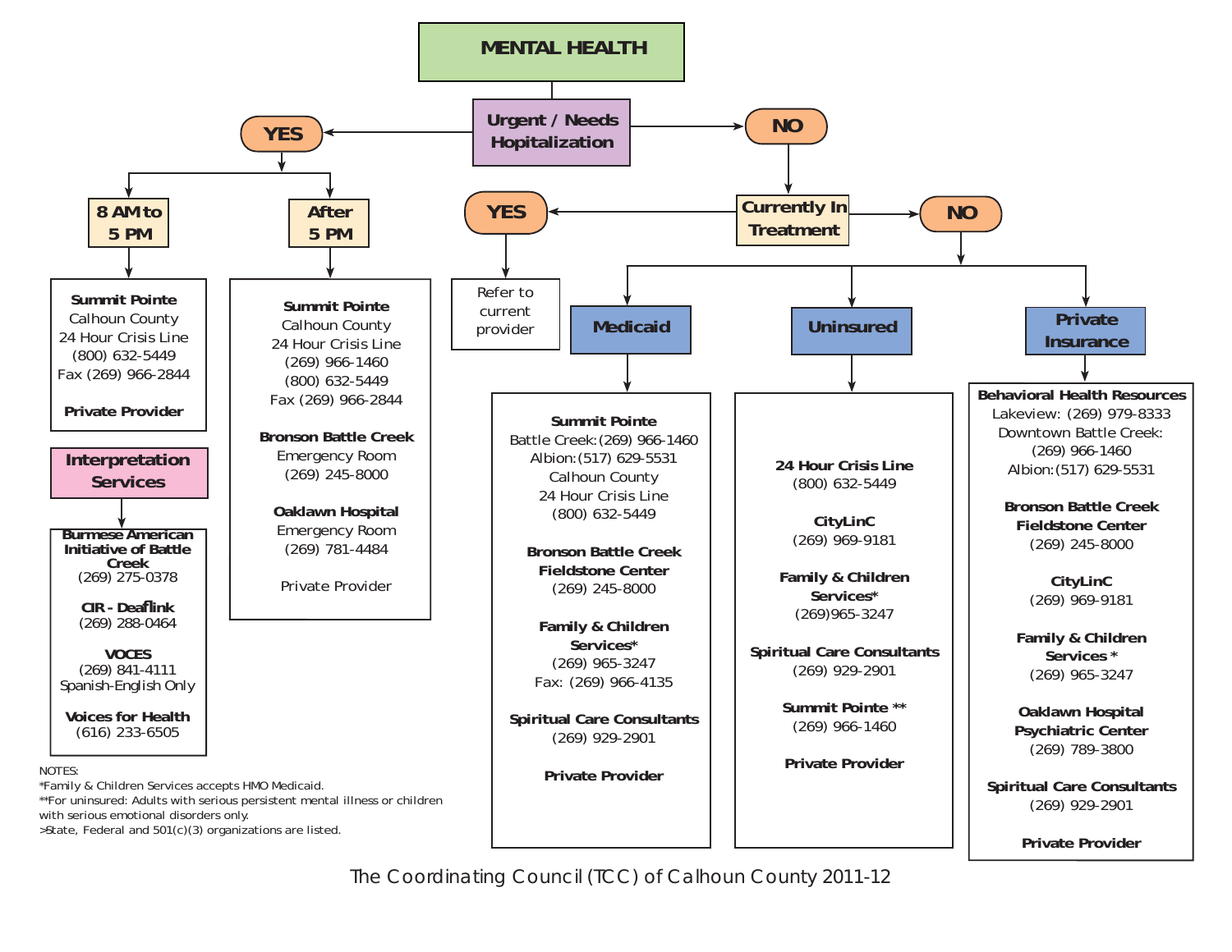# MENTAL HEALTH

## Urgent / Needs Hopitalization

### YES

#### 8 AM to 5 PM

**Summit Pointe**
Calhoun County
24 Hour Crisis Line
(800) 632-5449
Fax (269) 966-2844

**Private Provider**

#### After 5 PM

**Summit Pointe**
Calhoun County
24 Hour Crisis Line
(269) 966-1460
(800) 632-5449
Fax (269) 966-2844

**Bronson Battle Creek**
Emergency Room
(269) 245-8000

**Oaklawn Hospital**
Emergency Room
(269) 781-4484

Private Provider

### NO

## Currently In Treatment

### YES

Refer to current provider

### NO

#### Medicaid

**Summit Pointe**
Battle Creek: (269) 966-1460
Albion: (517) 629-5531
Calhoun County
24 Hour Crisis Line
(800) 632-5449

**Bronson Battle Creek Fieldstone Center**
(269) 245-8000

**Family & Children Services***
(269) 965-3247
Fax: (269) 966-4135

**Spiritual Care Consultants**
(269) 929-2901

**Private Provider**

#### Uninsured

**24 Hour Crisis Line**
(800) 632-5449

**CityLinC**
(269) 969-9181

**Family & Children Services***
(269)965-3247

**Spiritual Care Consultants**
(269) 929-2901

**Summit Pointe ****
(269) 966-1460

**Private Provider**

#### Private Insurance

**Behavioral Health Resources**
Lakeview: (269) 979-8333
Downtown Battle Creek:
(269) 966-1460
Albion: (517) 629-5531

**Bronson Battle Creek Fieldstone Center**
(269) 245-8000

**CityLinC**
(269) 969-9181

**Family & Children Services ***
(269) 965-3247

**Oaklawn Hospital Psychiatric Center**
(269) 789-3800

**Spiritual Care Consultants**
(269) 929-2901

**Private Provider**

## Interpretation Services

**Burmese American Initiative of Battle Creek**
(269) 275-0378

**CIR - Deaflink**
(269) 288-0464

**VOCES**
(269) 841-4111
Spanish-English Only

**Voices for Health**
(616) 233-6505

NOTES:
*Family & Children Services accepts HMO Medicaid.
**For uninsured: Adults with serious persistent mental illness or children with serious emotional disorders only.
>State, Federal and 501(c)(3) organizations are listed.

The Coordinating Council (TCC) of Calhoun County 2011-12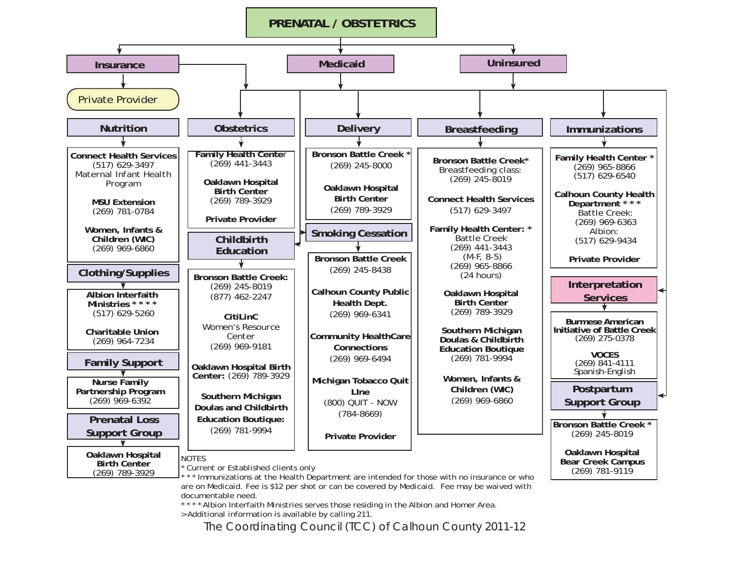# PRENATAL / OBSTETRICS

## Insurance

Private Provider

## Medicaid

## Uninsured

### Nutrition

**Connect Health Services**
(517) 629-3497
Maternal Infant Health Program

**MSU Extension**
(269) 781-0784

**Women, Infants & Children (WIC)**
(269) 969-6860

### Clothing/Supplies

**Albion Interfaith Ministries * * * ***
(517) 629-5260

**Charitable Union**
(269) 964-7234

### Family Support

**Nurse Family Partnership Program**
(269) 969-6392

### Prenatal Loss Support Group

**Oaklawn Hospital Birth Center**
(269) 789-3929

### Obstetrics

**Family Health Center**
(269) 441-3443

**Oaklawn Hospital Birth Center**
(269) 789-3929

**Private Provider**

### Childbirth Education

**Bronson Battle Creek:**
(269) 245-8019
(877) 462-2247

**CitiLinC**
Women's Resource Center
(269) 969-9181

**Oaklawn Hospital Birth Center:** (269) 789-3929

**Southern Michigan Doulas and Childbirth Education Boutique:**
(269) 781-9994

### Delivery

**Bronson Battle Creek ***
(269) 245-8000

**Oaklawn Hospital Birth Center**
(269) 789-3929

### Smoking Cessation

**Bronson Battle Creek**
(269) 245-8438

**Calhoun County Public Health Dept.**
(269) 969-6341

**Community HealthCare Connections**
(269) 969-6494

**Michigan Tobacco Quit LIne**
(800) QUIT - NOW
(784-8669)

**Private Provider**

### Breastfeeding

**Bronson Battle Creek***
Breastfeeding class:
(269) 245-8019

**Connect Health Services**
(517) 629-3497

**Family Health Center: ***
Battle Creek
(269) 441-3443
(M-F, 8-5)
(269) 965-8866
(24 hours)

**Oaklawn Hospital Birth Center**
(269) 789-3929

**Southern Michigan Doulas & Childbirth Education Boutique**
(269) 781-9994

**Women, Infants & Children (WIC)**
(269) 969-6860

### Immunizations

**Family Health Center ***
(269) 965-8866
(517) 629-6540

**Calhoun County Health Department * * ***
Battle Creek:
(269) 969-6363
Albion:
(517) 629-9434

**Private Provider**

### Interpretation Services

**Burmese American Initiative of Battle Creek**
(269) 275-0378

**VOCES**
(269) 841-4111
Spanish-English

### Postpartum Support Group

**Bronson Battle Creek ***
(269) 245-8019

**Oaklawn Hospital Bear Creek Campus**
(269) 781-9119

NOTES
* Current or Established clients only
* * * Immunizations at the Health Department are intended for those with no insurance or who are on Medicaid. Fee is $12 per shot or can be covered by Medicaid. Fee may be waived with documentable need.
* * * * Albion Interfaith Ministries serves those residing in the Albion and Homer Area.
>Additional information is available by calling 211.

The Coordinating Council (TCC) of Calhoun County 2011-12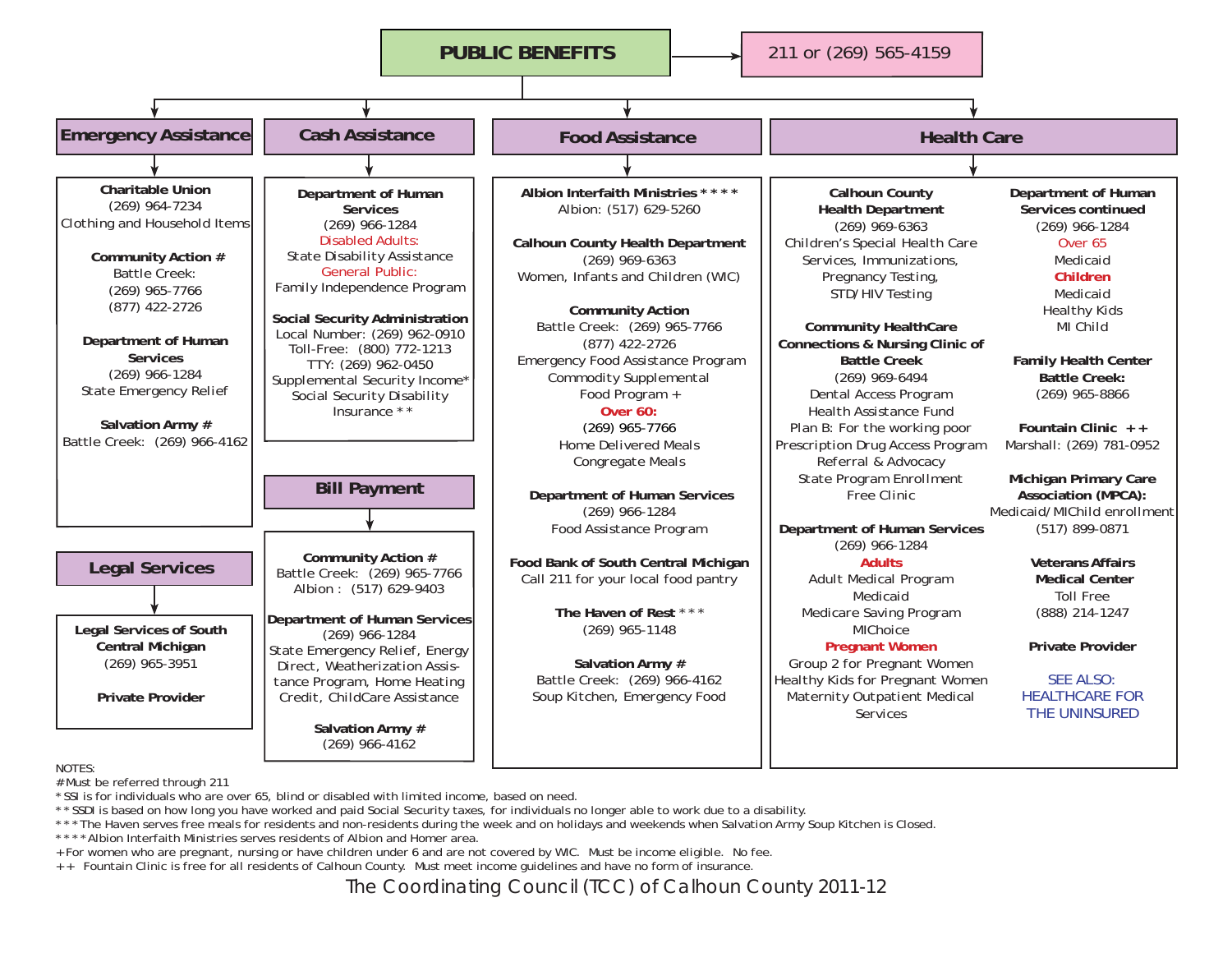# PUBLIC BENEFITS

211 or (269) 565-4159

## Emergency Assistance

**Charitable Union**
(269) 964-7234
Clothing and Household Items

**Community Action #**
Battle Creek:
(269) 965-7766
(877) 422-2726

**Department of Human Services**
(269) 966-1284
State Emergency Relief

**Salvation Army #**
Battle Creek: (269) 966-4162

## Legal Services

**Legal Services of South Central Michigan**
(269) 965-3951

**Private Provider**

## Cash Assistance

**Department of Human Services**
(269) 966-1284
Disabled Adults:
State Disability Assistance
General Public:
Family Independence Program

**Social Security Administration**
Local Number: (269) 962-0910
Toll-Free: (800) 772-1213
TTY: (269) 962-0450
Supplemental Security Income*
Social Security Disability Insurance **

## Bill Payment

**Community Action #**
Battle Creek: (269) 965-7766
Albion : (517) 629-9403

**Department of Human Services**
(269) 966-1284
State Emergency Relief, Energy Direct, Weatherization Assistance Program, Home Heating Credit, ChildCare Assistance

**Salvation Army #**
(269) 966-4162

## Food Assistance

**Albion Interfaith Ministries ****
Albion: (517) 629-5260

**Calhoun County Health Department**
(269) 969-6363
Women, Infants and Children (WIC)

**Community Action**
Battle Creek: (269) 965-7766
(877) 422-2726
Emergency Food Assistance Program
Commodity Supplemental Food Program +
**Over 60:**
(269) 965-7766
Home Delivered Meals
Congregate Meals

**Department of Human Services**
(269) 966-1284
Food Assistance Program

**Food Bank of South Central Michigan**
Call 211 for your local food pantry

**The Haven of Rest** ***
(269) 965-1148

**Salvation Army #**
Battle Creek: (269) 966-4162
Soup Kitchen, Emergency Food

## Health Care

**Calhoun County Health Department**
(269) 969-6363
Children's Special Health Care Services, Immunizations, Pregnancy Testing, STD/HIV Testing

**Community HealthCare Connections & Nursing Clinic of Battle Creek**
(269) 969-6494
Dental Access Program
Health Assistance Fund
Plan B: For the working poor
Prescription Drug Access Program
Referral & Advocacy
State Program Enrollment
Free Clinic

**Department of Human Services**
(269) 966-1284
**Adults**
Adult Medical Program
Medicaid
Medicare Saving Program
MIChoice
**Pregnant Women**
Group 2 for Pregnant Women
Healthy Kids for Pregnant Women
Maternity Outpatient Medical Services

**Department of Human Services continued**
(269) 966-1284
Over 65
Medicaid
**Children**
Medicaid
Healthy Kids
MI Child

**Family Health Center**
**Battle Creek:**
(269) 965-8866

**Fountain Clinic ++**
Marshall: (269) 781-0952

**Michigan Primary Care Association (MPCA):**
Medicaid/MIChild enrollment
(517) 899-0871

**Veterans Affairs Medical Center**
Toll Free
(888) 214-1247

**Private Provider**

SEE ALSO: HEALTHCARE FOR THE UNINSURED

NOTES:
# Must be referred through 211
* SSI is for individuals who are over 65, blind or disabled with limited income, based on need.
** SSDI is based on how long you have worked and paid Social Security taxes, for individuals no longer able to work due to a disability.
*** The Haven serves free meals for residents and non-residents during the week and on holidays and weekends when Salvation Army Soup Kitchen is Closed.
**** Albion Interfaith Ministries serves residents of Albion and Homer area.
+ For women who are pregnant, nursing or have children under 6 and are not covered by WIC. Must be income eligible. No fee.
++ Fountain Clinic is free for all residents of Calhoun County. Must meet income guidelines and have no form of insurance.

The Coordinating Council (TCC) of Calhoun County 2011-12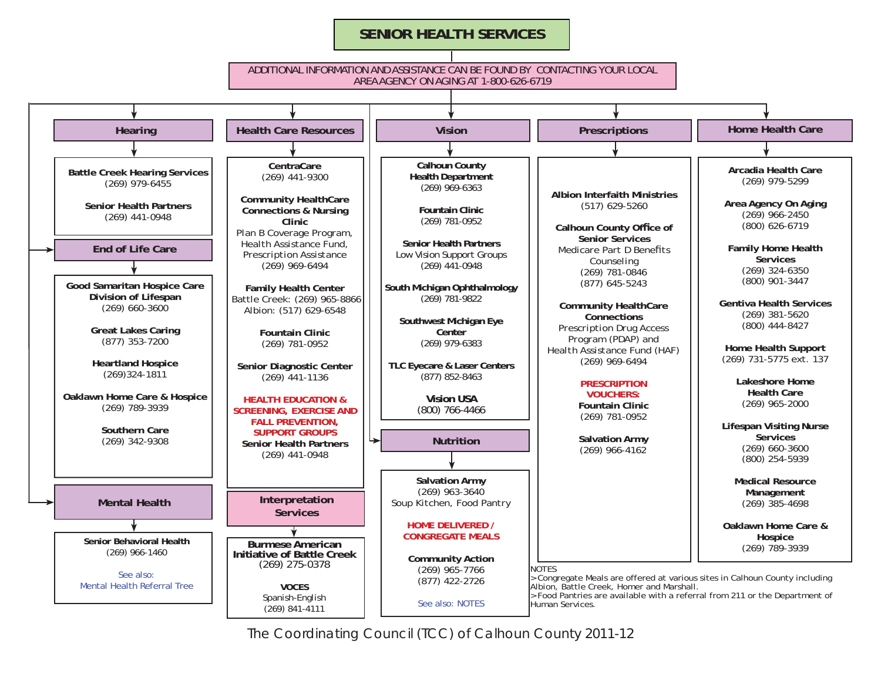# SENIOR HEALTH SERVICES

ADDITIONAL INFORMATION AND ASSISTANCE CAN BE FOUND BY CONTACTING YOUR LOCAL AREA AGENCY ON AGING AT 1-800-626-6719

## Hearing

**Battle Creek Hearing Services**
(269) 979-6455

**Senior Health Partners**
(269) 441-0948

## End of Life Care

**Good Samaritan Hospice Care Division of Lifespan**
(269) 660-3600

**Great Lakes Caring**
(877) 353-7200

**Heartland Hospice**
(269)324-1811

**Oaklawn Home Care & Hospice**
(269) 789-3939

**Southern Care**
(269) 342-9308

## Mental Health

**Senior Behavioral Health**
(269) 966-1460

See also:
Mental Health Referral Tree

## Health Care Resources

**CentraCare**
(269) 441-9300

**Community HealthCare Connections & Nursing Clinic**
Plan B Coverage Program, Health Assistance Fund, Prescription Assistance
(269) 969-6494

**Family Health Center**
Battle Creek: (269) 965-8866
Albion: (517) 629-6548

**Fountain Clinic**
(269) 781-0952

**Senior Diagnostic Center**
(269) 441-1136

**HEALTH EDUCATION & SCREENING, EXERCISE AND FALL PREVENTION, SUPPORT GROUPS**
**Senior Health Partners**
(269) 441-0948

## Interpretation Services

**Burmese American Initiative of Battle Creek**
(269) 275-0378

**VOCES**
Spanish-English
(269) 841-4111

## Vision

**Calhoun County Health Department**
(269) 969-6363

**Fountain Clinic**
(269) 781-0952

**Senior Health Partners**
Low Vision Support Groups
(269) 441-0948

**South Michigan Ophthalmology**
(269) 781-9822

**Southwest Michigan Eye Center**
(269) 979-6383

**TLC Eyecare & Laser Centers**
(877) 852-8463

**Vision USA**
(800) 766-4466

## Nutrition

**Salvation Army**
(269) 963-3640
Soup Kitchen, Food Pantry

**HOME DELIVERED / CONGREGATE MEALS**

**Community Action**
(269) 965-7766
(877) 422-2726

See also: NOTES

## Prescriptions

**Albion Interfaith Ministries**
(517) 629-5260

**Calhoun County Office of Senior Services**
Medicare Part D Benefits Counseling
(269) 781-0846
(877) 645-5243

**Community HealthCare Connections**
Prescription Drug Access Program (PDAP) and Health Assistance Fund (HAF)
(269) 969-6494

**PRESCRIPTION VOUCHERS:**
**Fountain Clinic**
(269) 781-0952

**Salvation Army**
(269) 966-4162

## Home Health Care

**Arcadia Health Care**
(269) 979-5299

**Area Agency On Aging**
(269) 966-2450
(800) 626-6719

**Family Home Health Services**
(269) 324-6350
(800) 901-3447

**Gentiva Health Services**
(269) 381-5620
(800) 444-8427

**Home Health Support**
(269) 731-5775 ext. 137

**Lakeshore Home Health Care**
(269) 965-2000

**Lifespan Visiting Nurse Services**
(269) 660-3600
(800) 254-5939

**Medical Resource Management**
(269) 385-4698

**Oaklawn Home Care & Hospice**
(269) 789-3939

NOTES
>Congregate Meals are offered at various sites in Calhoun County including Albion, Battle Creek, Homer and Marshall.
>Food Pantries are available with a referral from 211 or the Department of Human Services.

The Coordinating Council (TCC) of Calhoun County 2011-12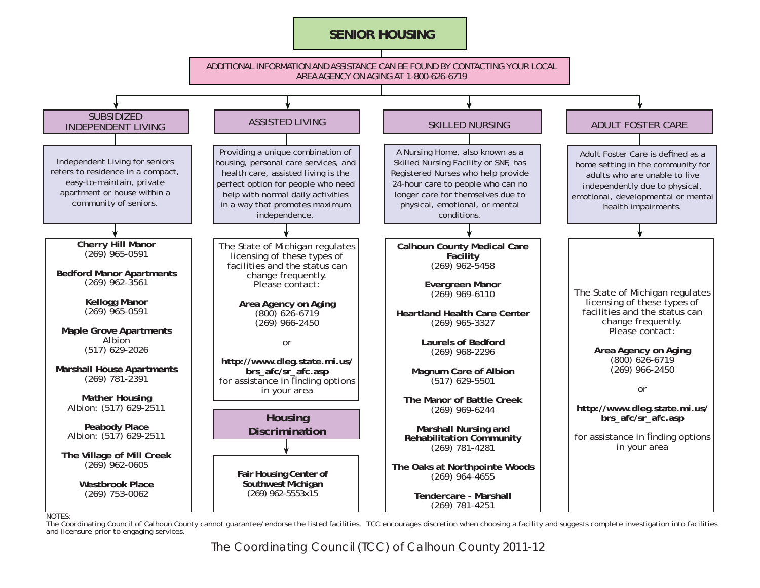# SENIOR HOUSING

ADDITIONAL INFORMATION AND ASSISTANCE CAN BE FOUND BY CONTACTING YOUR LOCAL AREA AGENCY ON AGING AT 1-800-626-6719

## SUBSIDIZED INDEPENDENT LIVING

Independent Living for seniors refers to residence in a compact, easy-to-maintain, private apartment or house within a community of seniors.

**Cherry Hill Manor**
(269) 965-0591

**Bedford Manor Apartments**
(269) 962-3561

**Kellogg Manor**
(269) 965-0591

**Maple Grove Apartments**
Albion
(517) 629-2026

**Marshall House Apartments**
(269) 781-2391

**Mather Housing**
Albion: (517) 629-2511

**Peabody Place**
Albion: (517) 629-2511

**The Village of Mill Creek**
(269) 962-0605

**Westbrook Place**
(269) 753-0062

## ASSISTED LIVING

Providing a unique combination of housing, personal care services, and health care, assisted living is the perfect option for people who need help with normal daily activities in a way that promotes maximum independence.

The State of Michigan regulates licensing of these types of facilities and the status can change frequently.
Please contact:

**Area Agency on Aging**
(800) 626-6719
(269) 966-2450

or

**http://www.dleg.state.mi.us/brs_afc/sr_afc.asp**
for assistance in finding options in your area

## Housing Discrimination

**Fair Housing Center of Southwest Michigan**
(269) 962-5553x15

## SKILLED NURSING

A Nursing Home, also known as a Skilled Nursing Facility or SNF, has Registered Nurses who help provide 24-hour care to people who can no longer care for themselves due to physical, emotional, or mental conditions.

**Calhoun County Medical Care Facility**
(269) 962-5458

**Evergreen Manor**
(269) 969-6110

**Heartland Health Care Center**
(269) 965-3327

**Laurels of Bedford**
(269) 968-2296

**Magnum Care of Albion**
(517) 629-5501

**The Manor of Battle Creek**
(269) 969-6244

**Marshall Nursing and Rehabilitation Community**
(269) 781-4281

**The Oaks at Northpointe Woods**
(269) 964-4655

**Tendercare - Marshall**
(269) 781-4251

## ADULT FOSTER CARE

Adult Foster Care is defined as a home setting in the community for adults who are unable to live independently due to physical, emotional, developmental or mental health impairments.

The State of Michigan regulates licensing of these types of facilities and the status can change frequently.
Please contact:

**Area Agency on Aging**
(800) 626-6719
(269) 966-2450

or

**http://www.dleg.state.mi.us/brs_afc/sr_afc.asp**

for assistance in finding options in your area

NOTES:
The Coordinating Council of Calhoun County cannot guarantee/endorse the listed facilities. TCC encourages discretion when choosing a facility and suggests complete investigation into facilities and licensure prior to engaging services.

The Coordinating Council (TCC) of Calhoun County 2011-12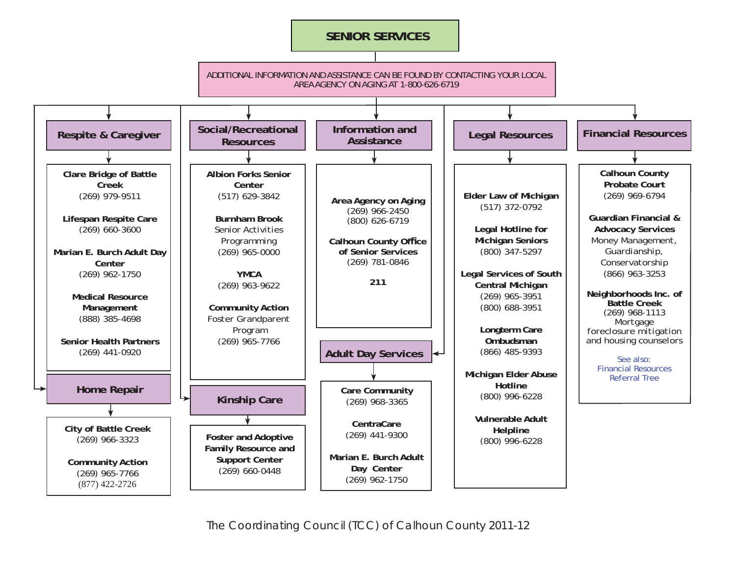# SENIOR SERVICES

ADDITIONAL INFORMATION AND ASSISTANCE CAN BE FOUND BY CONTACTING YOUR LOCAL AREA AGENCY ON AGING AT 1-800-626-6719

## Respite & Caregiver

**Clare Bridge of Battle Creek**
(269) 979-9511

**Lifespan Respite Care**
(269) 660-3600

**Marian E. Burch Adult Day Center**
(269) 962-1750

**Medical Resource Management**
(888) 385-4698

**Senior Health Partners**
(269) 441-0920

## Home Repair

**City of Battle Creek**
(269) 966-3323

**Community Action**
(269) 965-7766
(877) 422-2726

## Social/Recreational Resources

**Albion Forks Senior Center**
(517) 629-3842

**Burnham Brook**
Senior Activities Programming
(269) 965-0000

**YMCA**
(269) 963-9622

**Community Action**
Foster Grandparent Program
(269) 965-7766

## Kinship Care

**Foster and Adoptive Family Resource and Support Center**
(269) 660-0448

## Information and Assistance

**Area Agency on Aging**
(269) 966-2450
(800) 626-6719

**Calhoun County Office of Senior Services**
(269) 781-0846

**211**

## Adult Day Services

**Care Community**
(269) 968-3365

**CentraCare**
(269) 441-9300

**Marian E. Burch Adult Day Center**
(269) 962-1750

## Legal Resources

**Elder Law of Michigan**
(517) 372-0792

**Legal Hotline for Michigan Seniors**
(800) 347-5297

**Legal Services of South Central Michigan**
(269) 965-3951
(800) 688-3951

**Longterm Care Ombudsman**
(866) 485-9393

**Michigan Elder Abuse Hotline**
(800) 996-6228

**Vulnerable Adult Helpline**
(800) 996-6228

## Financial Resources

**Calhoun County Probate Court**
(269) 969-6794

**Guardian Financial & Advocacy Services**
Money Management, Guardianship, Conservatorship
(866) 963-3253

**Neighborhoods Inc. of Battle Creek**
(269) 968-1113
Mortgage foreclosure mitigation and housing counselors

See also: Financial Resources Referral Tree

The Coordinating Council (TCC) of Calhoun County 2011-12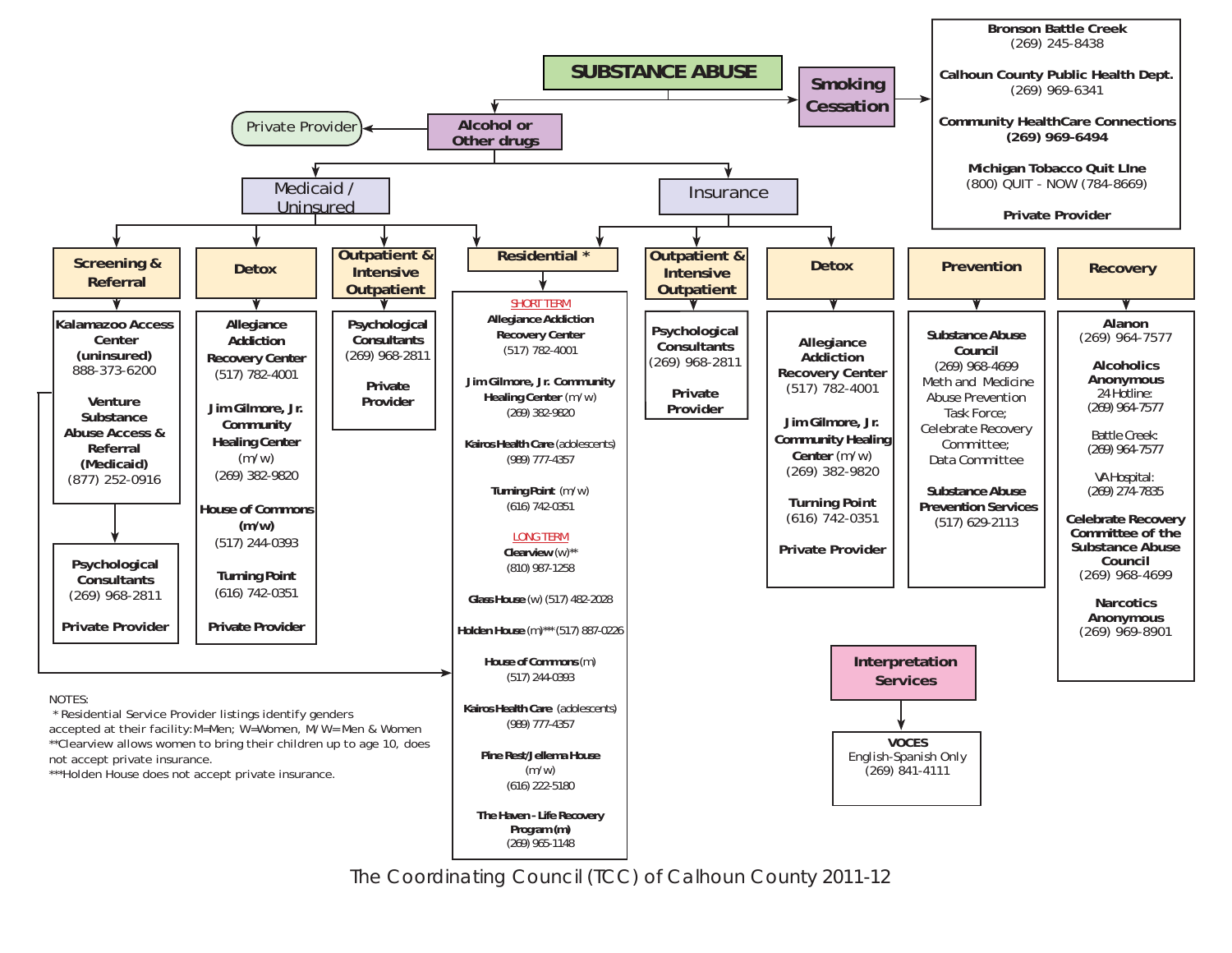# SUBSTANCE ABUSE

## Smoking Cessation

**Bronson Battle Creek**
(269) 245-8438

**Calhoun County Public Health Dept.**
(269) 969-6341

**Community HealthCare Connections**
**(269) 969-6494**

**Michigan Tobacco Quit LIne**
(800) QUIT - NOW (784-8669)

**Private Provider**

## Alcohol or Other drugs

→ Private Provider

### Medicaid / Uninsured

#### Screening & Referral

**Kalamazoo Access Center (uninsured)**
888-373-6200

**Venture Substance Abuse Access & Referral (Medicaid)**
(877) 252-0916

→ **Psychological Consultants**
(269) 968-2811

**Private Provider**

#### Detox

**Allegiance Addiction Recovery Center**
(517) 782-4001

**Jim Gilmore, Jr. Community Healing Center** (m/w)
(269) 382-9820

**House of Commons (m/w)**
(517) 244-0393

**Turning Point**
(616) 742-0351

**Private Provider**

#### Outpatient & Intensive Outpatient

**Psychological Consultants**
(269) 968-2811

**Private Provider**

#### Residential *

SHORT TERM

**Allegiance Addiction Recovery Center**
(517) 782-4001

**Jim Gilmore, Jr. Community Healing Center** (m/w)
(269) 382-9820

**Kairos Health Care** (adolescents)
(989) 777-4357

**Turning Point** (m/w)
(616) 742-0351

LONG TERM

**Clearview** (w)**
(810) 987-1258

**Glass House** (w) (517) 482-2028

**Holden House** (m)*** (517) 887-0226

**House of Commons** (m)
(517) 244-0393

**Kairos Health Care** (adolescents)
(989) 777-4357

**Pine Rest/Jellema House** (m/w)
(616) 222-5180

**The Haven - Life Recovery Program (m)**
(269) 965-1148

### Insurance

#### Outpatient & Intensive Outpatient

**Psychological Consultants**
(269) 968-2811

**Private Provider**

#### Detox

**Allegiance Addiction Recovery Center**
(517) 782-4001

**Jim Gilmore, Jr. Community Healing Center** (m/w)
(269) 382-9820

**Turning Point**
(616) 742-0351

**Private Provider**

## Prevention

**Substance Abuse Council**
(269) 968-4699
Meth and Medicine Abuse Prevention Task Force;
Celebrate Recovery Committee;
Data Committee

**Substance Abuse Prevention Services**
(517) 629-2113

## Recovery

**Alanon**
(269) 964-7577

**Alcoholics Anonymous**
24 Hotline:
(269) 964-7577

Battle Creek:
(269) 964-7577

VA Hospital:
(269) 274-7835

**Celebrate Recovery Committee of the Substance Abuse Council**
(269) 968-4699

**Narcotics Anonymous**
(269) 969-8901

## Interpretation Services

**VOCES**
English-Spanish Only
(269) 841-4111

NOTES:
* Residential Service Provider listings identify genders accepted at their facility: M=Men; W=Women, M/W=Men & Women
**Clearview allows women to bring their children up to age 10, does not accept private insurance.
***Holden House does not accept private insurance.

The Coordinating Council (TCC) of Calhoun County 2011-12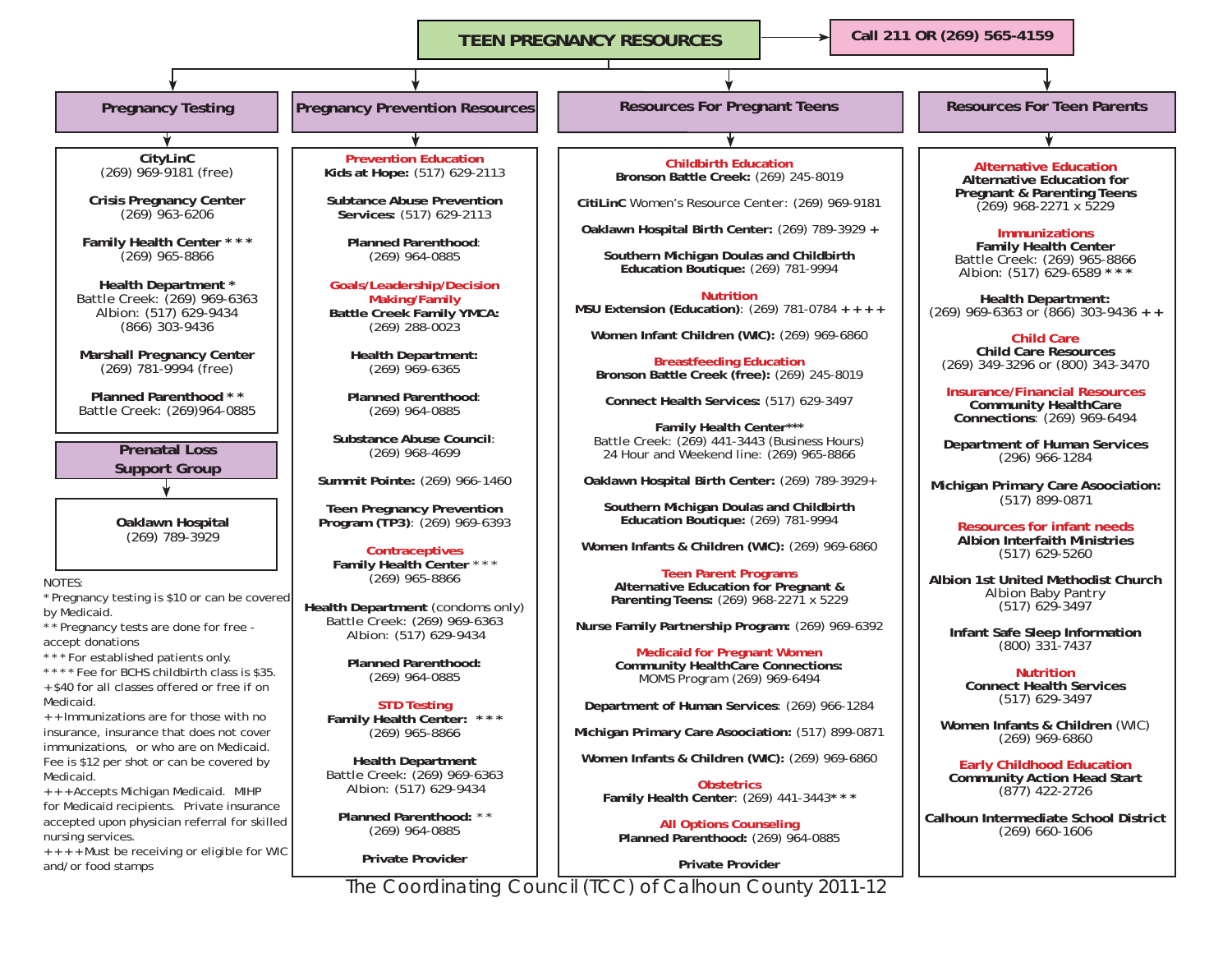# TEEN PREGNANCY RESOURCES

**Call 211 OR (269) 565-4159**

## Pregnancy Testing

**CityLinC**
(269) 969-9181 (free)

**Crisis Pregnancy Center**
(269) 963-6206

**Family Health Center * * ***
(269) 965-8866

**Health Department ***
Battle Creek: (269) 969-6363
Albion: (517) 629-9434
(866) 303-9436

**Marshall Pregnancy Center**
(269) 781-9994 (free)

**Planned Parenthood * ***
Battle Creek: (269)964-0885

## Prenatal Loss Support Group

**Oaklawn Hospital**
(269) 789-3929

NOTES:
* Pregnancy testing is $10 or can be covered by Medicaid.
* * Pregnancy tests are done for free - accept donations
* * * For established patients only.
* * * * Fee for BCHS childbirth class is $35.
+$40 for all classes offered or free if on Medicaid.
++Immunizations are for those with no insurance, insurance that does not cover immunizations, or who are on Medicaid. Fee is $12 per shot or can be covered by Medicaid.
+++Accepts Michigan Medicaid. MIHP for Medicaid recipients. Private insurance accepted upon physician referral for skilled nursing services.
++++Must be receiving or eligible for WIC and/or food stamps

## Pregnancy Prevention Resources

**Prevention Education**
**Kids at Hope:** (517) 629-2113

**Subtance Abuse Prevention Services:** (517) 629-2113

**Planned Parenthood**:
(269) 964-0885

**Goals/Leadership/Decision Making/Family**
**Battle Creek Family YMCA:**
(269) 288-0023

**Health Department:**
(269) 969-6365

**Planned Parenthood**:
(269) 964-0885

**Substance Abuse Council**:
(269) 968-4699

**Summit Pointe:** (269) 966-1460

**Teen Pregnancy Prevention Program (TP3)**: (269) 969-6393

**Contraceptives**
**Family Health Center * * ***
(269) 965-8866

**Health Department** (condoms only)
Battle Creek: (269) 969-6363
Albion: (517) 629-9434

**Planned Parenthood:**
(269) 964-0885

**STD Testing**
**Family Health Center: * * ***
(269) 965-8866

**Health Department**
Battle Creek: (269) 969-6363
Albion: (517) 629-9434

**Planned Parenthood: * ***
(269) 964-0885

**Private Provider**

## Resources For Pregnant Teens

**Childbirth Education**
**Bronson Battle Creek:** (269) 245-8019

**CitiLinC** Women's Resource Center: (269) 969-9181

**Oaklawn Hospital Birth Center:** (269) 789-3929 +

**Southern Michigan Doulas and Childbirth Education Boutique:** (269) 781-9994

**Nutrition**
**MSU Extension (Education)**: (269) 781-0784 + + + +

**Women Infant Children (WIC):** (269) 969-6860

**Breastfeeding Education**
**Bronson Battle Creek (free):** (269) 245-8019

**Connect Health Services:** (517) 629-3497

**Family Health Center*****
Battle Creek: (269) 441-3443 (Business Hours)
24 Hour and Weekend line: (269) 965-8866

**Oaklawn Hospital Birth Center:** (269) 789-3929+

**Southern Michigan Doulas and Childbirth Education Boutique:** (269) 781-9994

**Women Infants & Children (WIC):** (269) 969-6860

**Teen Parent Programs**
**Alternative Education for Pregnant & Parenting Teens:** (269) 968-2271 x 5229

**Nurse Family Partnership Program:** (269) 969-6392

**Medicaid for Pregnant Women**
**Community HealthCare Connections:**
MOMS Program (269) 969-6494

**Department of Human Services**: (269) 966-1284

**Michigan Primary Care Association:** (517) 899-0871

**Women Infants & Children (WIC):** (269) 969-6860

**Obstetrics**
**Family Health Center**: (269) 441-3443* * *

**All Options Counseling**
**Planned Parenthood:** (269) 964-0885

**Private Provider**

## Resources For Teen Parents

**Alternative Education**
**Alternative Education for Pregnant & Parenting Teens**
(269) 968-2271 x 5229

**Immunizations**
**Family Health Center**
Battle Creek: (269) 965-8866
Albion: (517) 629-6589 * * *

**Health Department:**
(269) 969-6363 or (866) 303-9436 + +

**Child Care**
**Child Care Resources**
(269) 349-3296 or (800) 343-3470

**Insurance/Financial Resources**
**Community HealthCare Connections:** (269) 969-6494

**Department of Human Services**
(296) 966-1284

**Michigan Primary Care Association:**
(517) 899-0871

**Resources for infant needs**
**Albion Interfaith Ministries**
(517) 629-5260

**Albion 1st United Methodist Church**
Albion Baby Pantry
(517) 629-3497

**Infant Safe Sleep Information**
(800) 331-7437

**Nutrition**
**Connect Health Services**
(517) 629-3497

**Women Infants & Children** (WIC)
(269) 969-6860

**Early Childhood Education**
**Community Action Head Start**
(877) 422-2726

**Calhoun Intermediate School District**
(269) 660-1606

The Coordinating Council (TCC) of Calhoun County 2011-12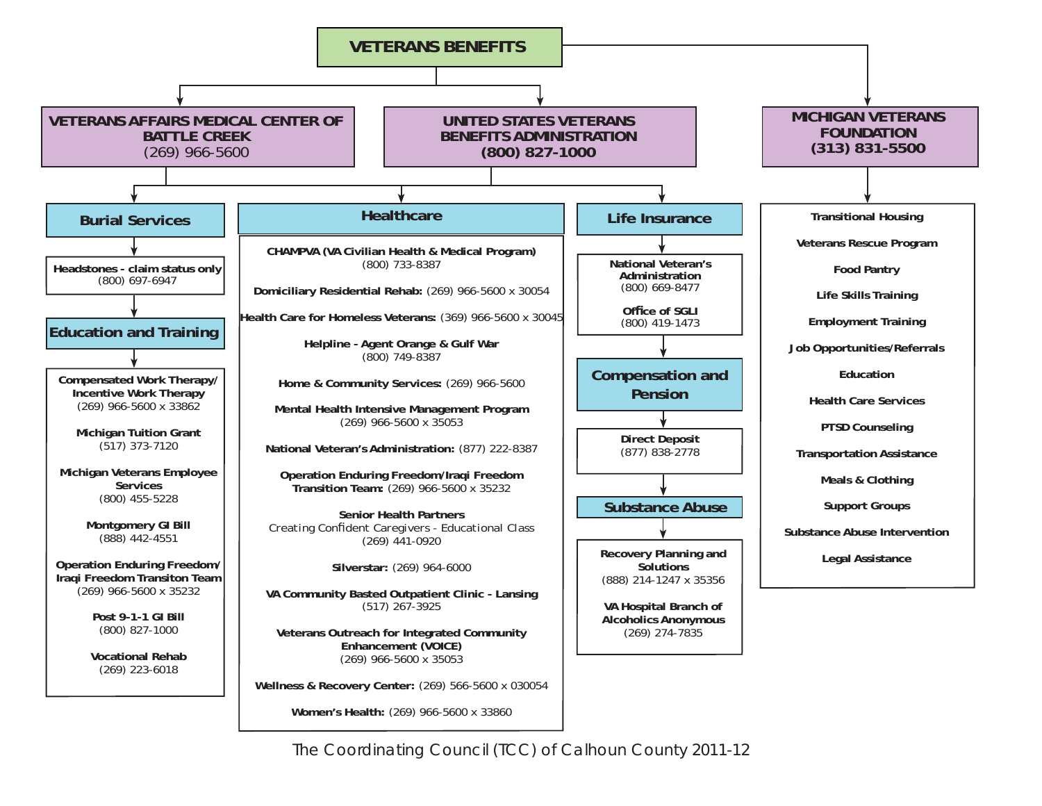# VETERANS BENEFITS

## VETERANS AFFAIRS MEDICAL CENTER OF BATTLE CREEK
(269) 966-5600

## UNITED STATES VETERANS BENEFITS ADMINISTRATION
(800) 827-1000

## MICHIGAN VETERANS FOUNDATION
(313) 831-5500

### Burial Services

**Headstones - claim status only**
(800) 697-6947

### Education and Training

**Compensated Work Therapy/ Incentive Work Therapy**
(269) 966-5600 x 33862

**Michigan Tuition Grant**
(517) 373-7120

**Michigan Veterans Employee Services**
(800) 455-5228

**Montgomery GI Bill**
(888) 442-4551

**Operation Enduring Freedom/ Iraqi Freedom Transiton Team**
(269) 966-5600 x 35232

**Post 9-1-1 GI Bill**
(800) 827-1000

**Vocational Rehab**
(269) 223-6018

### Healthcare

**CHAMPVA (VA Civilian Health & Medical Program)**
(800) 733-8387

**Domiciliary Residential Rehab:** (269) 966-5600 x 30054

**Health Care for Homeless Veterans:** (369) 966-5600 x 30045

**Helpline - Agent Orange & Gulf War**
(800) 749-8387

**Home & Community Services:** (269) 966-5600

**Mental Health Intensive Management Program**
(269) 966-5600 x 35053

**National Veteran's Administration:** (877) 222-8387

**Operation Enduring Freedom/Iraqi Freedom Transition Team:** (269) 966-5600 x 35232

**Senior Health Partners**
Creating Confident Caregivers - Educational Class
(269) 441-0920

**Silverstar:** (269) 964-6000

**VA Community Basted Outpatient Clinic - Lansing**
(517) 267-3925

**Veterans Outreach for Integrated Community Enhancement (VOICE)**
(269) 966-5600 x 35053

**Wellness & Recovery Center:** (269) 566-5600 x 030054

**Women's Health:** (269) 966-5600 x 33860

### Life Insurance

**National Veteran's Administration**
(800) 669-8477

**Office of SGLI**
(800) 419-1473

### Compensation and Pension

**Direct Deposit**
(877) 838-2778

### Substance Abuse

**Recovery Planning and Solutions**
(888) 214-1247 x 35356

**VA Hospital Branch of Alcoholics Anonymous**
(269) 274-7835

### Michigan Veterans Foundation Services

- Transitional Housing
- Veterans Rescue Program
- Food Pantry
- Life Skills Training
- Employment Training
- Job Opportunities/Referrals
- Education
- Health Care Services
- PTSD Counseling
- Transportation Assistance
- Meals & Clothing
- Support Groups
- Substance Abuse Intervention
- Legal Assistance

The Coordinating Council (TCC) of Calhoun County 2011-12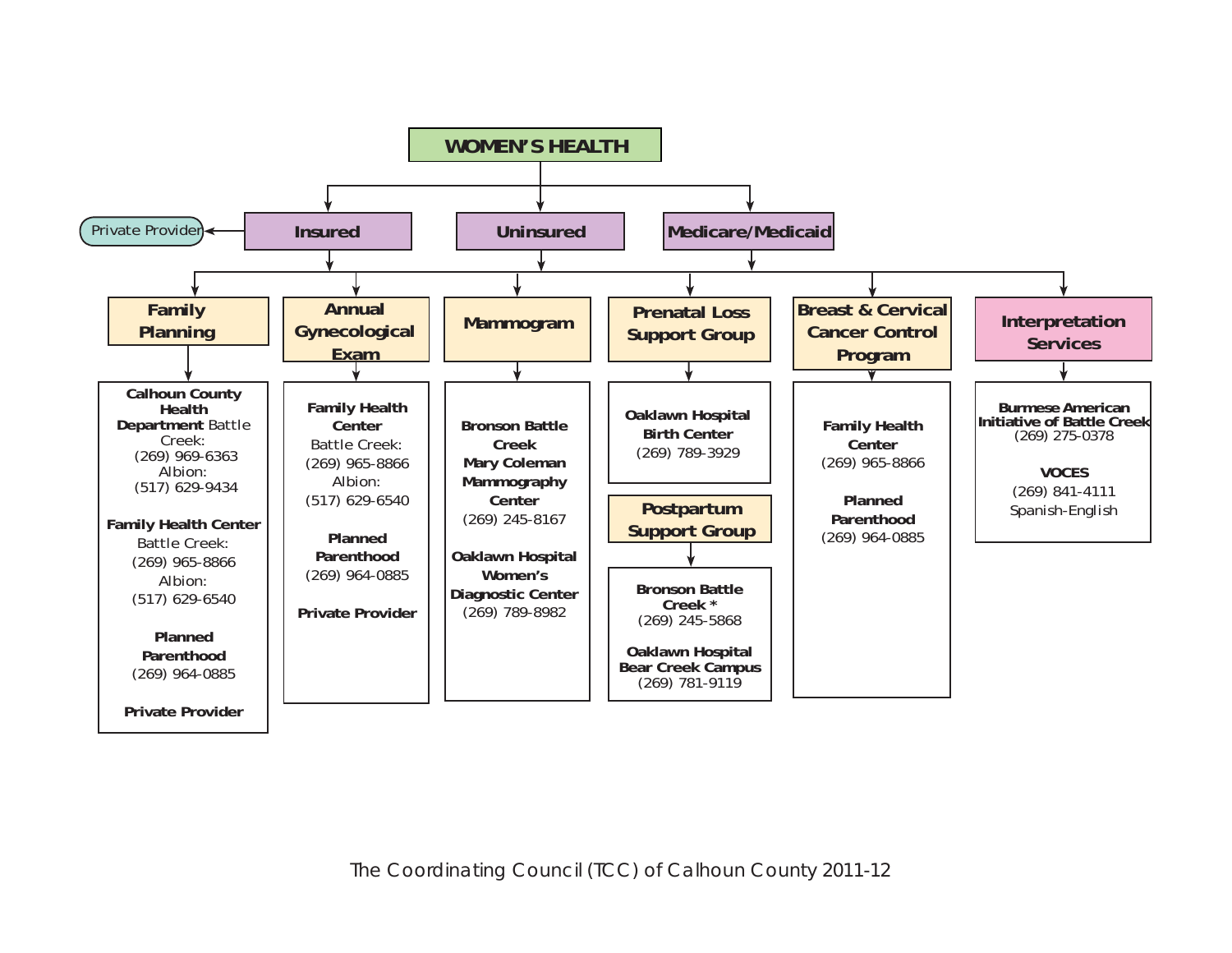# WOMEN'S HEALTH

- **Insured** → Private Provider
- **Uninsured**
- **Medicare/Medicaid**

## Family Planning

**Calhoun County Health Department** Battle Creek:
(269) 969-6363
Albion:
(517) 629-9434

**Family Health Center**
Battle Creek:
(269) 965-8866
Albion:
(517) 629-6540

**Planned Parenthood**
(269) 964-0885

**Private Provider**

## Annual Gynecological Exam

**Family Health Center**
Battle Creek:
(269) 965-8866
Albion:
(517) 629-6540

**Planned Parenthood**
(269) 964-0885

**Private Provider**

## Mammogram

**Bronson Battle Creek**
**Mary Coleman Mammography Center**
(269) 245-8167

**Oaklawn Hospital Women's Diagnostic Center**
(269) 789-8982

## Prenatal Loss Support Group

**Oaklawn Hospital Birth Center**
(269) 789-3929

## Postpartum Support Group

**Bronson Battle Creek ***
(269) 245-5868

**Oaklawn Hospital Bear Creek Campus**
(269) 781-9119

## Breast & Cervical Cancer Control Program

**Family Health Center**
(269) 965-8866

**Planned Parenthood**
(269) 964-0885

## Interpretation Services

**Burmese American Initiative of Battle Creek**
(269) 275-0378

**VOCES**
(269) 841-4111
Spanish-English

The Coordinating Council (TCC) of Calhoun County 2011-12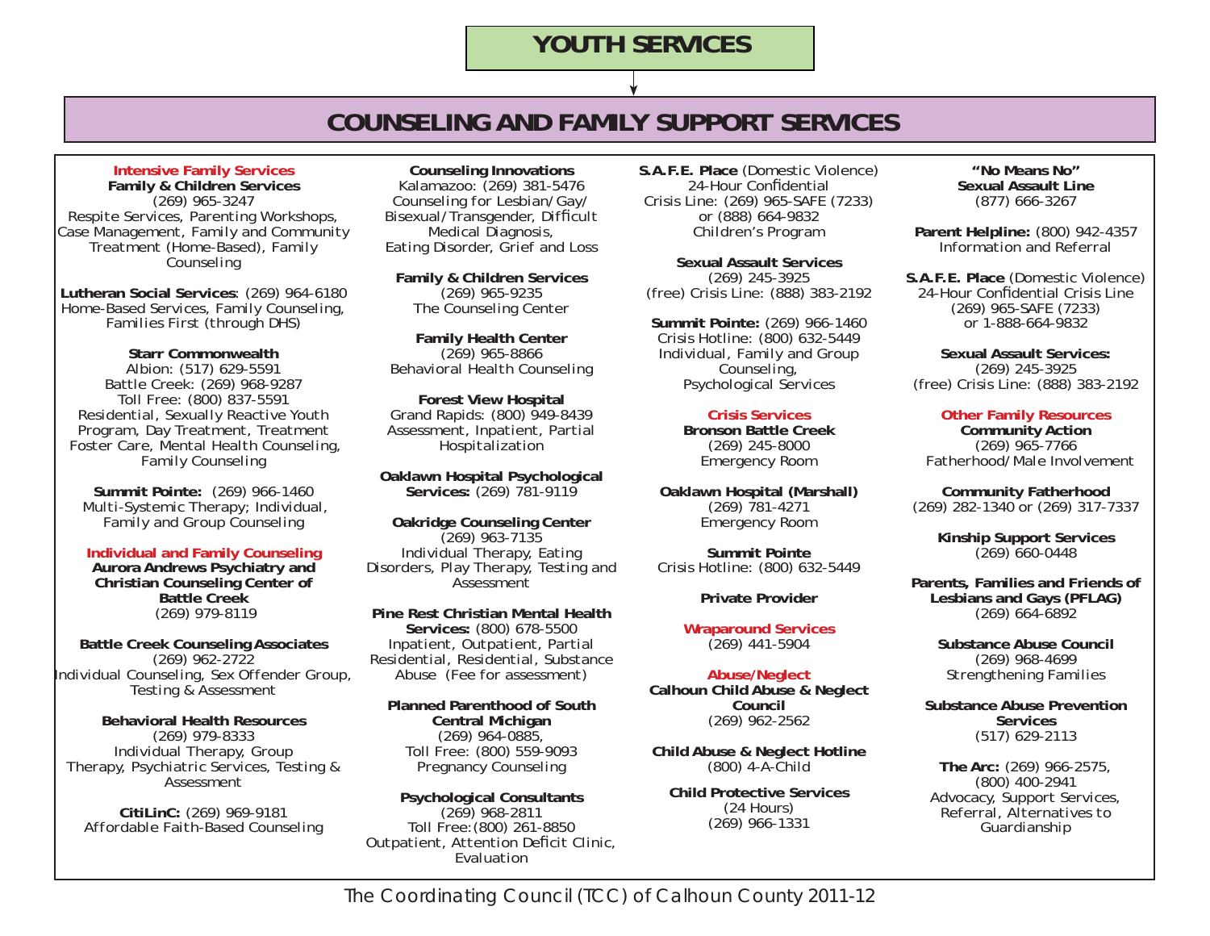# YOUTH SERVICES

## COUNSELING AND FAMILY SUPPORT SERVICES

### Intensive Family Services

**Family & Children Services**
(269) 965-3247
Respite Services, Parenting Workshops, Case Management, Family and Community Treatment (Home-Based), Family Counseling

**Lutheran Social Services**: (269) 964-6180
Home-Based Services, Family Counseling, Families First (through DHS)

**Starr Commonwealth**
Albion: (517) 629-5591
Battle Creek: (269) 968-9287
Toll Free: (800) 837-5591
Residential, Sexually Reactive Youth Program, Day Treatment, Treatment Foster Care, Mental Health Counseling, Family Counseling

**Summit Pointe:** (269) 966-1460
Multi-Systemic Therapy; Individual, Family and Group Counseling

### Individual and Family Counseling

**Aurora Andrews Psychiatry and Christian Counseling Center of Battle Creek**
(269) 979-8119

**Battle Creek Counseling Associates**
(269) 962-2722
Individual Counseling, Sex Offender Group, Testing & Assessment

**Behavioral Health Resources**
(269) 979-8333
Individual Therapy, Group Therapy, Psychiatric Services, Testing & Assessment

**CitiLinC:** (269) 969-9181
Affordable Faith-Based Counseling

**Counseling Innovations**
Kalamazoo: (269) 381-5476
Counseling for Lesbian/Gay/Bisexual/Transgender, Difficult Medical Diagnosis, Eating Disorder, Grief and Loss

**Family & Children Services**
(269) 965-9235
The Counseling Center

**Family Health Center**
(269) 965-8866
Behavioral Health Counseling

**Forest View Hospital**
Grand Rapids: (800) 949-8439
Assessment, Inpatient, Partial Hospitalization

**Oaklawn Hospital Psychological Services:** (269) 781-9119

**Oakridge Counseling Center**
(269) 963-7135
Individual Therapy, Eating Disorders, Play Therapy, Testing and Assessment

**Pine Rest Christian Mental Health Services:** (800) 678-5500
Inpatient, Outpatient, Partial Residential, Residential, Substance Abuse (Fee for assessment)

**Planned Parenthood of South Central Michigan**
(269) 964-0885,
Toll Free: (800) 559-9093
Pregnancy Counseling

**Psychological Consultants**
(269) 968-2811
Toll Free: (800) 261-8850
Outpatient, Attention Deficit Clinic, Evaluation

**S.A.F.E. Place** (Domestic Violence)
24-Hour Confidential
Crisis Line: (269) 965-SAFE (7233)
or (888) 664-9832
Children's Program

**Sexual Assault Services**
(269) 245-3925
(free) Crisis Line: (888) 383-2192

**Summit Pointe:** (269) 966-1460
Crisis Hotline: (800) 632-5449
Individual, Family and Group Counseling,
Psychological Services

### Crisis Services

**Bronson Battle Creek**
(269) 245-8000
Emergency Room

**Oaklawn Hospital (Marshall)**
(269) 781-4271
Emergency Room

**Summit Pointe**
Crisis Hotline: (800) 632-5449

**Private Provider**

### Wraparound Services

(269) 441-5904

### Abuse/Neglect

**Calhoun Child Abuse & Neglect Council**
(269) 962-2562

**Child Abuse & Neglect Hotline**
(800) 4-A-Child

**Child Protective Services**
(24 Hours)
(269) 966-1331

**"No Means No" Sexual Assault Line**
(877) 666-3267

**Parent Helpline:** (800) 942-4357
Information and Referral

**S.A.F.E. Place** (Domestic Violence)
24-Hour Confidential Crisis Line
(269) 965-SAFE (7233)
or 1-888-664-9832

**Sexual Assault Services:**
(269) 245-3925
(free) Crisis Line: (888) 383-2192

### Other Family Resources

**Community Action**
(269) 965-7766
Fatherhood/Male Involvement

**Community Fatherhood**
(269) 282-1340 or (269) 317-7337

**Kinship Support Services**
(269) 660-0448

**Parents, Families and Friends of Lesbians and Gays (PFLAG)**
(269) 664-6892

**Substance Abuse Council**
(269) 968-4699
Strengthening Families

**Substance Abuse Prevention Services**
(517) 629-2113

**The Arc:** (269) 966-2575,
(800) 400-2941
Advocacy, Support Services, Referral, Alternatives to Guardianship

The Coordinating Council (TCC) of Calhoun County 2011-12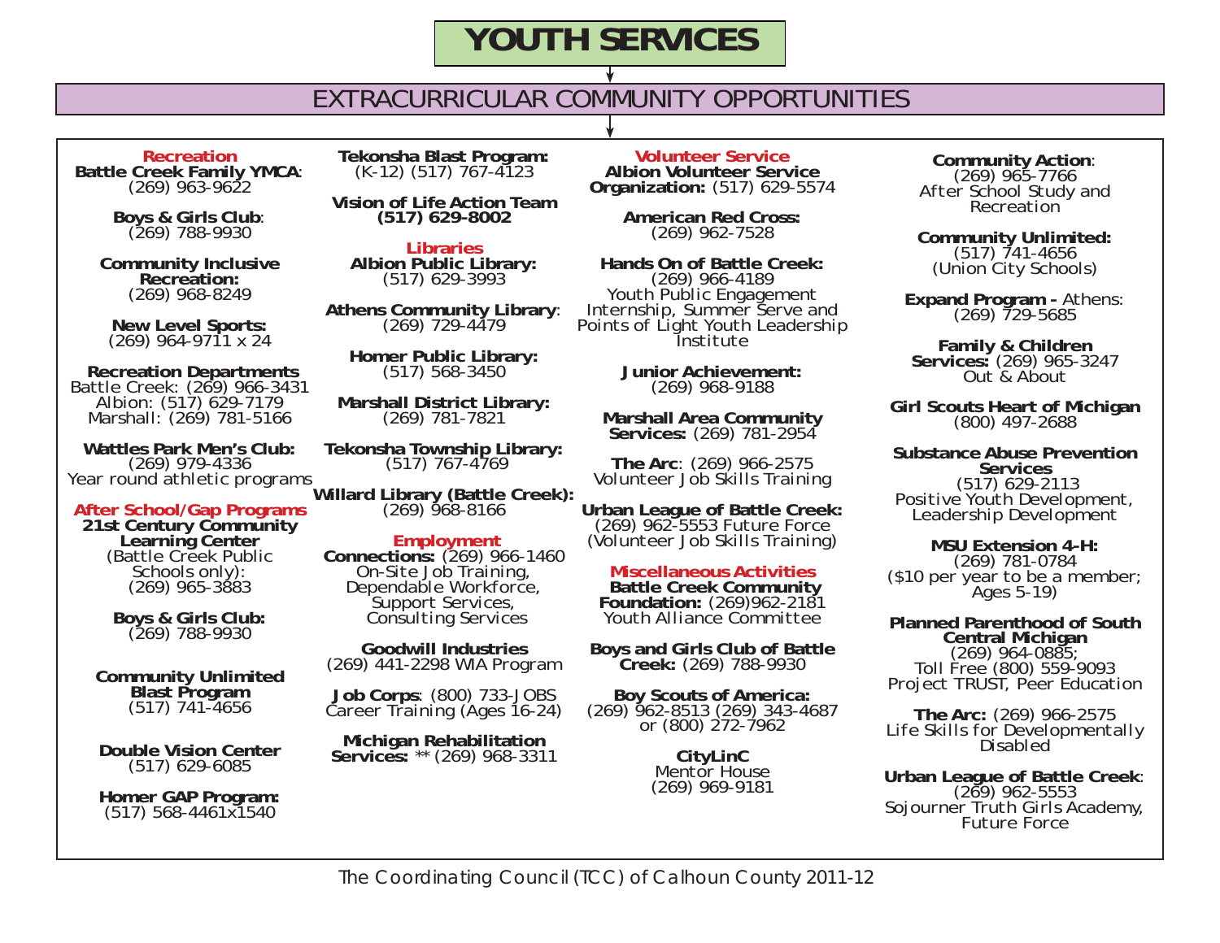# YOUTH SERVICES

## EXTRACURRICULAR COMMUNITY OPPORTUNITIES

### Recreation

**Battle Creek Family YMCA**: (269) 963-9622

**Boys & Girls Club**: (269) 788-9930

**Community Inclusive Recreation:** (269) 968-8249

**New Level Sports:** (269) 964-9711 x 24

**Recreation Departments**
Battle Creek: (269) 966-3431
Albion: (517) 629-7179
Marshall: (269) 781-5166

**Wattles Park Men's Club:** (269) 979-4336
Year round athletic programs

### After School/Gap Programs

**21st Century Community Learning Center** (Battle Creek Public Schools only): (269) 965-3883

**Boys & Girls Club:** (269) 788-9930

**Community Unlimited Blast Program** (517) 741-4656

**Double Vision Center** (517) 629-6085

**Homer GAP Program:** (517) 568-4461x1540

**Tekonsha Blast Program:** (K-12) (517) 767-4123

**Vision of Life Action Team** **(517) 629-8002**

### Libraries

**Albion Public Library:** (517) 629-3993

**Athens Community Library**: (269) 729-4479

**Homer Public Library:** (517) 568-3450

**Marshall District Library:** (269) 781-7821

**Tekonsha Township Library:** (517) 767-4769

**Willard Library (Battle Creek):** (269) 968-8166

### Employment

**Connections:** (269) 966-1460
On-Site Job Training, Dependable Workforce, Support Services, Consulting Services

**Goodwill Industries** (269) 441-2298 WIA Program

**Job Corps**: (800) 733-JOBS
Career Training (Ages 16-24)

**Michigan Rehabilitation Services:** ** (269) 968-3311

### Volunteer Service

**Albion Volunteer Service Organization:** (517) 629-5574

**American Red Cross:** (269) 962-7528

**Hands On of Battle Creek:** (269) 966-4189
Youth Public Engagement Internship, Summer Serve and Points of Light Youth Leadership Institute

**Junior Achievement:** (269) 968-9188

**Marshall Area Community Services:** (269) 781-2954

**The Arc**: (269) 966-2575
Volunteer Job Skills Training

**Urban League of Battle Creek:** (269) 962-5553 Future Force (Volunteer Job Skills Training)

### Miscellaneous Activities

**Battle Creek Community Foundation:** (269)962-2181
Youth Alliance Committee

**Boys and Girls Club of Battle Creek:** (269) 788-9930

**Boy Scouts of America:** (269) 962-8513 (269) 343-4687 or (800) 272-7962

**CityLinC**
Mentor House
(269) 969-9181

**Community Action**: (269) 965-7766
After School Study and Recreation

**Community Unlimited:** (517) 741-4656
(Union City Schools)

**Expand Program -** Athens: (269) 729-5685

**Family & Children Services:** (269) 965-3247
Out & About

**Girl Scouts Heart of Michigan** (800) 497-2688

**Substance Abuse Prevention Services** (517) 629-2113
Positive Youth Development, Leadership Development

**MSU Extension 4-H:** (269) 781-0784
($10 per year to be a member; Ages 5-19)

**Planned Parenthood of South Central Michigan** (269) 964-0885;
Toll Free (800) 559-9093
Project TRUST, Peer Education

**The Arc:** (269) 966-2575
Life Skills for Developmentally Disabled

**Urban League of Battle Creek**: (269) 962-5553
Sojourner Truth Girls Academy, Future Force

The Coordinating Council (TCC) of Calhoun County 2011-12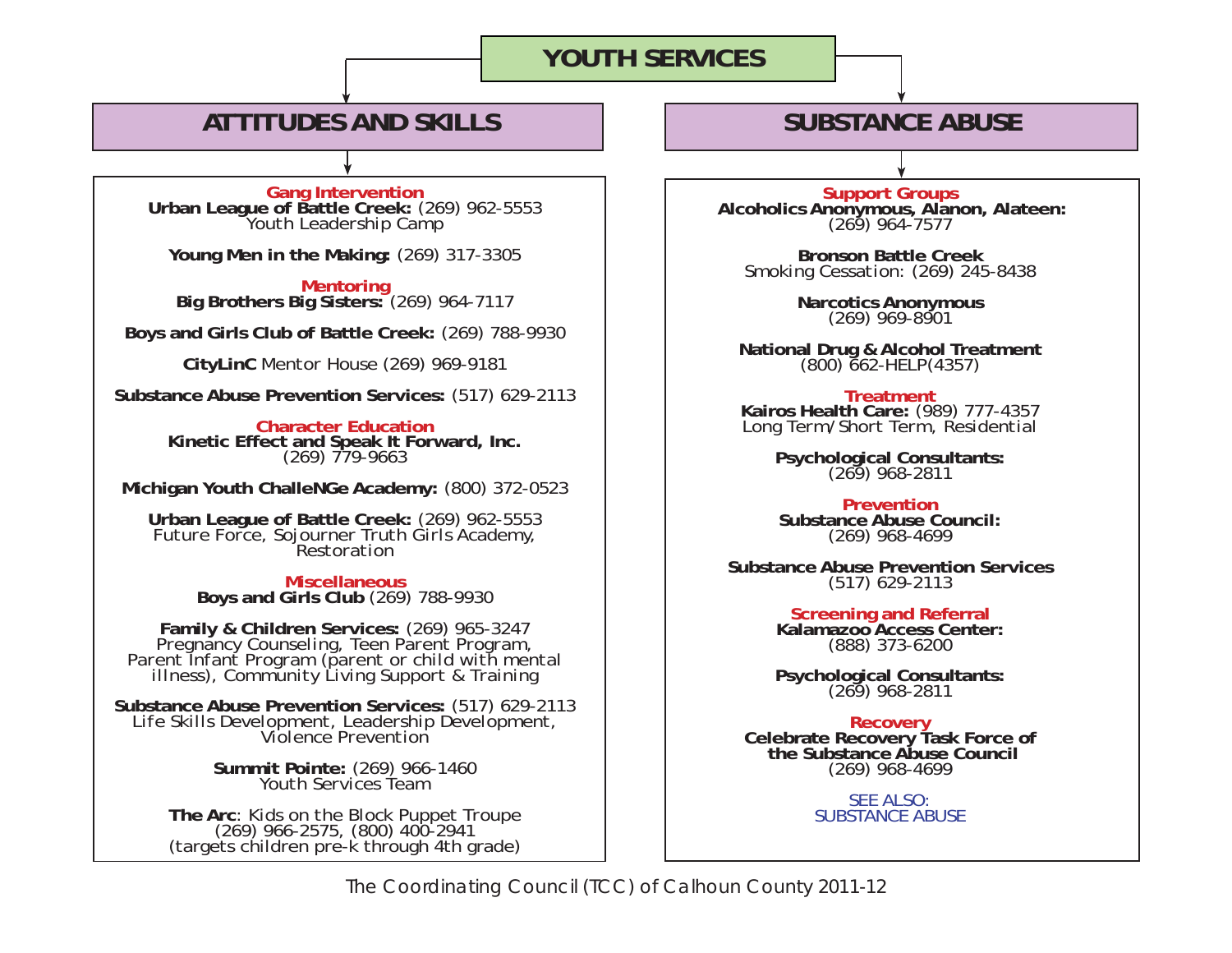# YOUTH SERVICES

## ATTITUDES AND SKILLS

### Gang Intervention

**Urban League of Battle Creek:** (269) 962-5553
Youth Leadership Camp

**Young Men in the Making:** (269) 317-3305

### Mentoring

**Big Brothers Big Sisters:** (269) 964-7117

**Boys and Girls Club of Battle Creek:** (269) 788-9930

**CityLinC** Mentor House (269) 969-9181

**Substance Abuse Prevention Services:** (517) 629-2113

### Character Education

**Kinetic Effect and Speak It Forward, Inc.**
(269) 779-9663

**Michigan Youth ChalleNGe Academy:** (800) 372-0523

**Urban League of Battle Creek:** (269) 962-5553
Future Force, Sojourner Truth Girls Academy, Restoration

### Miscellaneous

**Boys and Girls Club** (269) 788-9930

**Family & Children Services:** (269) 965-3247
Pregnancy Counseling, Teen Parent Program, Parent Infant Program (parent or child with mental illness), Community Living Support & Training

**Substance Abuse Prevention Services:** (517) 629-2113
Life Skills Development, Leadership Development, Violence Prevention

**Summit Pointe:** (269) 966-1460
Youth Services Team

**The Arc**: Kids on the Block Puppet Troupe
(269) 966-2575, (800) 400-2941
(targets children pre-k through 4th grade)

## SUBSTANCE ABUSE

### Support Groups

**Alcoholics Anonymous, Alanon, Alateen:**
(269) 964-7577

**Bronson Battle Creek**
Smoking Cessation: (269) 245-8438

**Narcotics Anonymous**
(269) 969-8901

**National Drug & Alcohol Treatment**
(800) 662-HELP(4357)

### Treatment

**Kairos Health Care:** (989) 777-4357
Long Term/Short Term, Residential

**Psychological Consultants:**
(269) 968-2811

### Prevention

**Substance Abuse Council:**
(269) 968-4699

**Substance Abuse Prevention Services**
(517) 629-2113

### Screening and Referral

**Kalamazoo Access Center:**
(888) 373-6200

**Psychological Consultants:**
(269) 968-2811

### Recovery

**Celebrate Recovery Task Force of the Substance Abuse Council**
(269) 968-4699

SEE ALSO:
SUBSTANCE ABUSE

The Coordinating Council (TCC) of Calhoun County 2011-12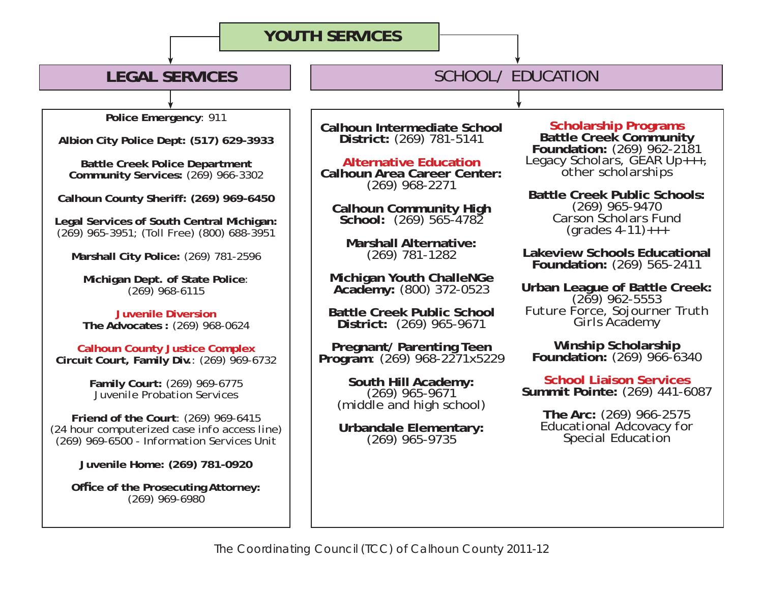# YOUTH SERVICES

## LEGAL SERVICES

**Police Emergency**: 911

**Albion City Police Dept: (517) 629-3933**

**Battle Creek Police Department Community Services:** (269) 966-3302

**Calhoun County Sheriff: (269) 969-6450**

**Legal Services of South Central Michigan:** (269) 965-3951; (Toll Free) (800) 688-3951

**Marshall City Police:** (269) 781-2596

**Michigan Dept. of State Police**: (269) 968-6115

### Juvenile Diversion

**The Advocates :** (269) 968-0624

### Calhoun County Justice Complex

**Circuit Court, Family Div.**: (269) 969-6732

**Family Court:** (269) 969-6775
Juvenile Probation Services

**Friend of the Court**: (269) 969-6415
(24 hour computerized case info access line)
(269) 969-6500 - Information Services Unit

**Juvenile Home: (269) 781-0920**

**Office of the Prosecuting Attorney:** (269) 969-6980

## SCHOOL/ EDUCATION

**Calhoun Intermediate School District:** (269) 781-5141

### Alternative Education

**Calhoun Area Career Center:** (269) 968-2271

**Calhoun Community High School:** (269) 565-4782

**Marshall Alternative:** (269) 781-1282

**Michigan Youth ChalleNGe Academy:** (800) 372-0523

**Battle Creek Public School District:** (269) 965-9671

**Pregnant/ Parenting Teen Program**: (269) 968-2271x5229

**South Hill Academy:** (269) 965-9671
(middle and high school)

**Urbandale Elementary:** (269) 965-9735

### Scholarship Programs

**Battle Creek Community Foundation:** (269) 962-2181
Legacy Scholars, GEAR Up+++, other scholarships

**Battle Creek Public Schools:** (269) 965-9470
Carson Scholars Fund (grades 4-11)+++

**Lakeview Schools Educational Foundation:** (269) 565-2411

**Urban League of Battle Creek:** (269) 962-5553
Future Force, Sojourner Truth Girls Academy

**Winship Scholarship Foundation:** (269) 966-6340

### School Liaison Services

**Summit Pointe:** (269) 441-6087

**The Arc:** (269) 966-2575
Educational Adcovacy for Special Education

*The Coordinating Council (TCC) of Calhoun County 2011-12*